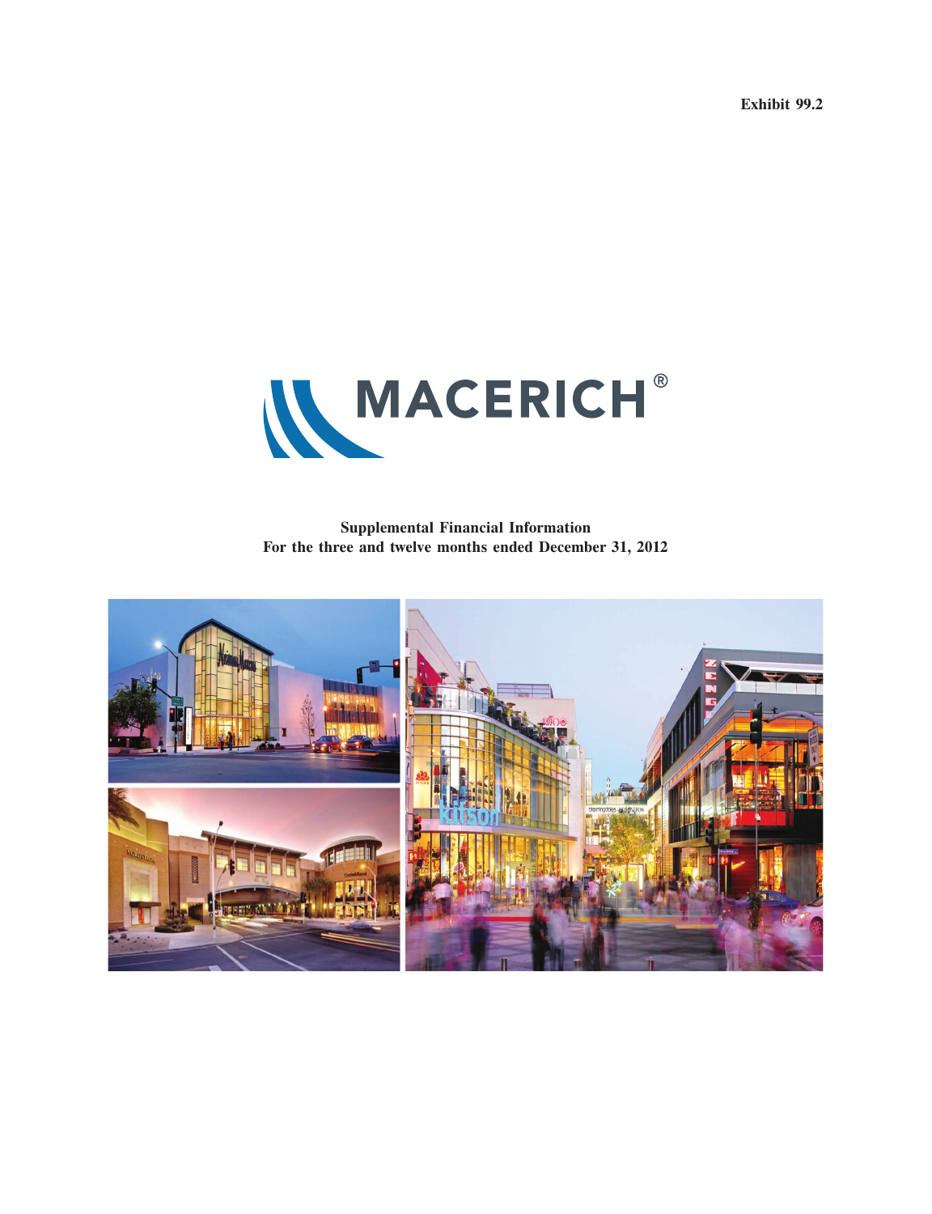Exhibit 99.2

# MACERICH®

**Supplemental Financial Information**
**For the three and twelve months ended December 31, 2012**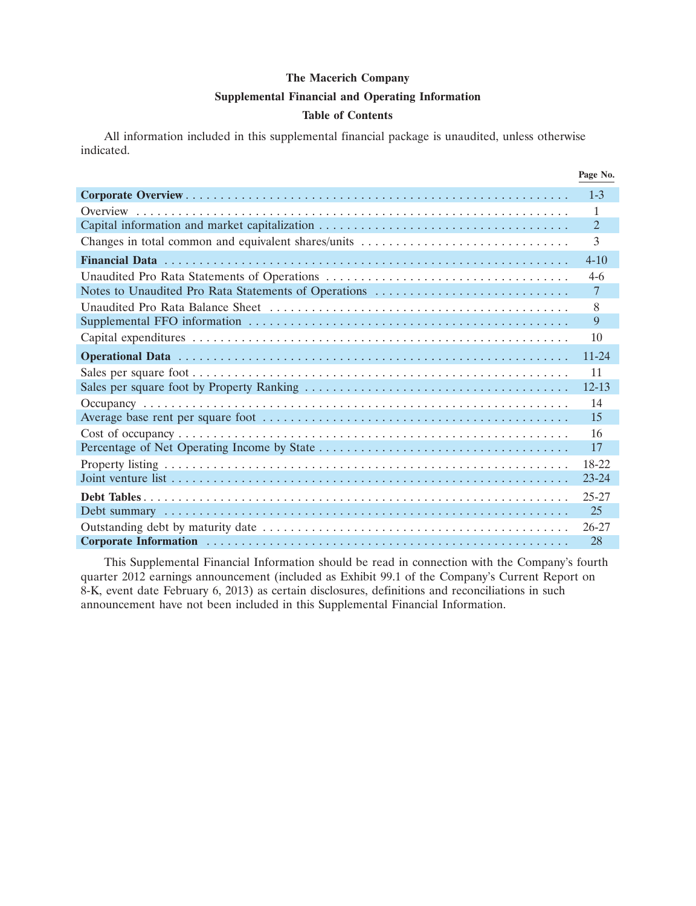# The Macerich Company

## Supplemental Financial and Operating Information

## Table of Contents

All information included in this supplemental financial package is unaudited, unless otherwise indicated.

| | Page No. |
|---|---|
| **Corporate Overview** | 1-3 |
| Overview | 1 |
| Capital information and market capitalization | 2 |
| Changes in total common and equivalent shares/units | 3 |
| **Financial Data** | 4-10 |
| Unaudited Pro Rata Statements of Operations | 4-6 |
| Notes to Unaudited Pro Rata Statements of Operations | 7 |
| Unaudited Pro Rata Balance Sheet | 8 |
| Supplemental FFO information | 9 |
| Capital expenditures | 10 |
| **Operational Data** | 11-24 |
| Sales per square foot | 11 |
| Sales per square foot by Property Ranking | 12-13 |
| Occupancy | 14 |
| Average base rent per square foot | 15 |
| Cost of occupancy | 16 |
| Percentage of Net Operating Income by State | 17 |
| Property listing | 18-22 |
| Joint venture list | 23-24 |
| **Debt Tables** | 25-27 |
| Debt summary | 25 |
| Outstanding debt by maturity date | 26-27 |
| **Corporate Information** | 28 |

This Supplemental Financial Information should be read in connection with the Company's fourth quarter 2012 earnings announcement (included as Exhibit 99.1 of the Company's Current Report on 8-K, event date February 6, 2013) as certain disclosures, definitions and reconciliations in such announcement have not been included in this Supplemental Financial Information.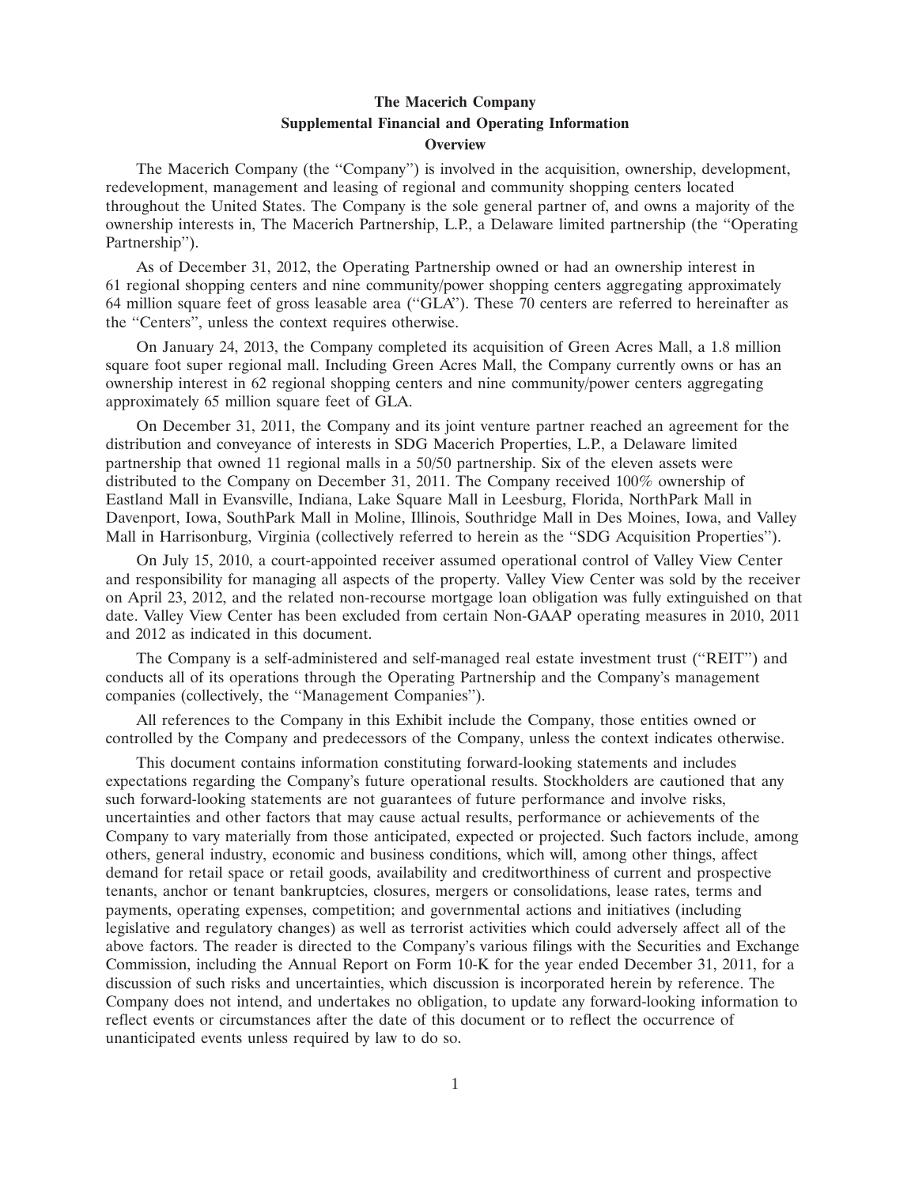# The Macerich Company

## Supplemental Financial and Operating Information

### Overview

The Macerich Company (the ''Company'') is involved in the acquisition, ownership, development, redevelopment, management and leasing of regional and community shopping centers located throughout the United States. The Company is the sole general partner of, and owns a majority of the ownership interests in, The Macerich Partnership, L.P., a Delaware limited partnership (the ''Operating Partnership'').

As of December 31, 2012, the Operating Partnership owned or had an ownership interest in 61 regional shopping centers and nine community/power shopping centers aggregating approximately 64 million square feet of gross leasable area (''GLA''). These 70 centers are referred to hereinafter as the ''Centers'', unless the context requires otherwise.

On January 24, 2013, the Company completed its acquisition of Green Acres Mall, a 1.8 million square foot super regional mall. Including Green Acres Mall, the Company currently owns or has an ownership interest in 62 regional shopping centers and nine community/power centers aggregating approximately 65 million square feet of GLA.

On December 31, 2011, the Company and its joint venture partner reached an agreement for the distribution and conveyance of interests in SDG Macerich Properties, L.P., a Delaware limited partnership that owned 11 regional malls in a 50/50 partnership. Six of the eleven assets were distributed to the Company on December 31, 2011. The Company received 100% ownership of Eastland Mall in Evansville, Indiana, Lake Square Mall in Leesburg, Florida, NorthPark Mall in Davenport, Iowa, SouthPark Mall in Moline, Illinois, Southridge Mall in Des Moines, Iowa, and Valley Mall in Harrisonburg, Virginia (collectively referred to herein as the ''SDG Acquisition Properties'').

On July 15, 2010, a court-appointed receiver assumed operational control of Valley View Center and responsibility for managing all aspects of the property. Valley View Center was sold by the receiver on April 23, 2012, and the related non-recourse mortgage loan obligation was fully extinguished on that date. Valley View Center has been excluded from certain Non-GAAP operating measures in 2010, 2011 and 2012 as indicated in this document.

The Company is a self-administered and self-managed real estate investment trust (''REIT'') and conducts all of its operations through the Operating Partnership and the Company's management companies (collectively, the ''Management Companies'').

All references to the Company in this Exhibit include the Company, those entities owned or controlled by the Company and predecessors of the Company, unless the context indicates otherwise.

This document contains information constituting forward-looking statements and includes expectations regarding the Company's future operational results. Stockholders are cautioned that any such forward-looking statements are not guarantees of future performance and involve risks, uncertainties and other factors that may cause actual results, performance or achievements of the Company to vary materially from those anticipated, expected or projected. Such factors include, among others, general industry, economic and business conditions, which will, among other things, affect demand for retail space or retail goods, availability and creditworthiness of current and prospective tenants, anchor or tenant bankruptcies, closures, mergers or consolidations, lease rates, terms and payments, operating expenses, competition; and governmental actions and initiatives (including legislative and regulatory changes) as well as terrorist activities which could adversely affect all of the above factors. The reader is directed to the Company's various filings with the Securities and Exchange Commission, including the Annual Report on Form 10-K for the year ended December 31, 2011, for a discussion of such risks and uncertainties, which discussion is incorporated herein by reference. The Company does not intend, and undertakes no obligation, to update any forward-looking information to reflect events or circumstances after the date of this document or to reflect the occurrence of unanticipated events unless required by law to do so.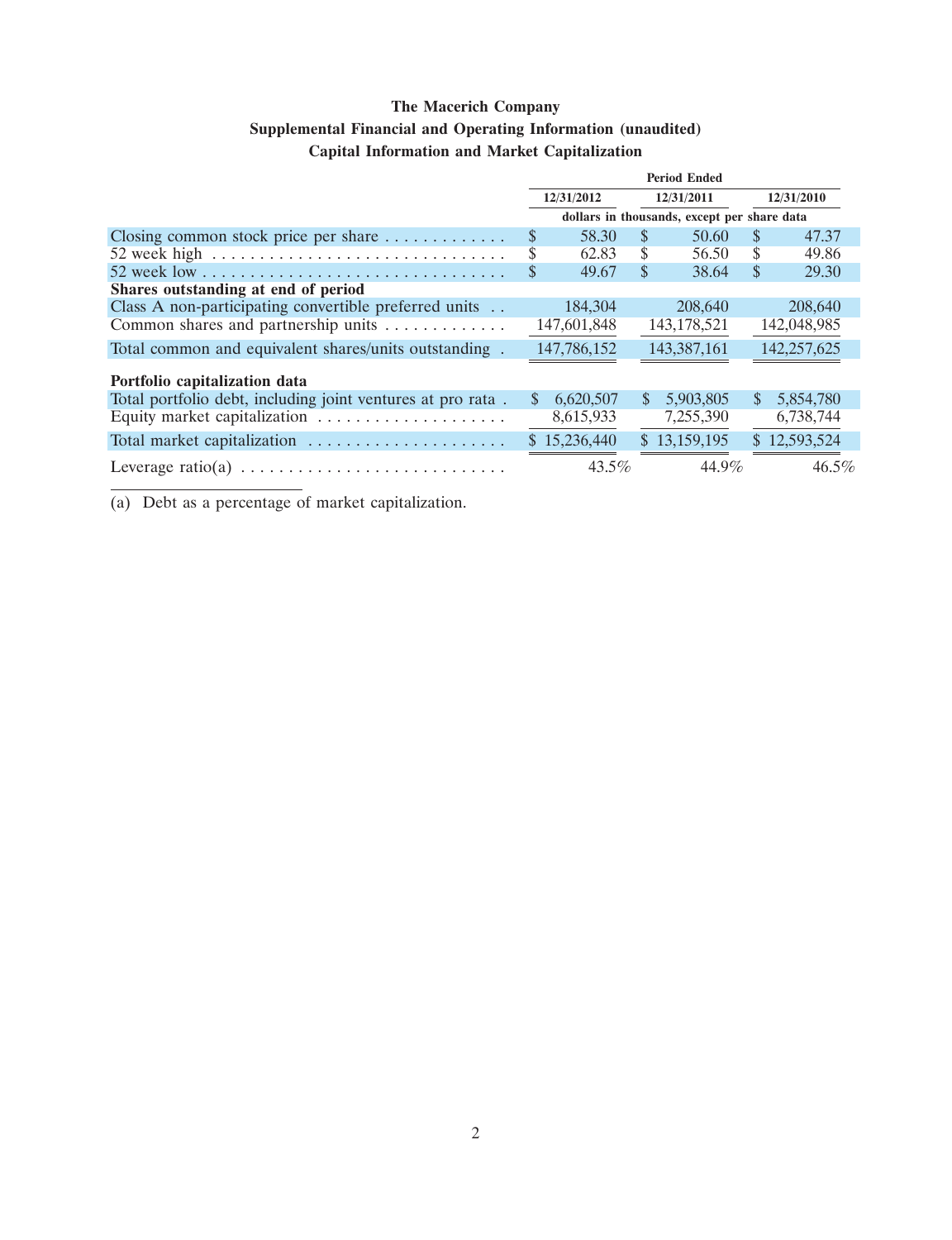# The Macerich Company

## Supplemental Financial and Operating Information (unaudited)

### Capital Information and Market Capitalization

| | Period Ended | | |
|---|---|---|---|
| | 12/31/2012 | 12/31/2011 | 12/31/2010 |
| | dollars in thousands, except per share data | | |
| Closing common stock price per share | $ 58.30 | $ 50.60 | $ 47.37 |
| 52 week high | $ 62.83 | $ 56.50 | $ 49.86 |
| 52 week low | $ 49.67 | $ 38.64 | $ 29.30 |
| **Shares outstanding at end of period** | | | |
| Class A non-participating convertible preferred units | 184,304 | 208,640 | 208,640 |
| Common shares and partnership units | 147,601,848 | 143,178,521 | 142,048,985 |
| Total common and equivalent shares/units outstanding | 147,786,152 | 143,387,161 | 142,257,625 |
| **Portfolio capitalization data** | | | |
| Total portfolio debt, including joint ventures at pro rata | $ 6,620,507 | $ 5,903,805 | $ 5,854,780 |
| Equity market capitalization | 8,615,933 | 7,255,390 | 6,738,744 |
| Total market capitalization | $ 15,236,440 | $ 13,159,195 | $ 12,593,524 |
| Leverage ratio(a) | 43.5% | 44.9% | 46.5% |

(a) Debt as a percentage of market capitalization.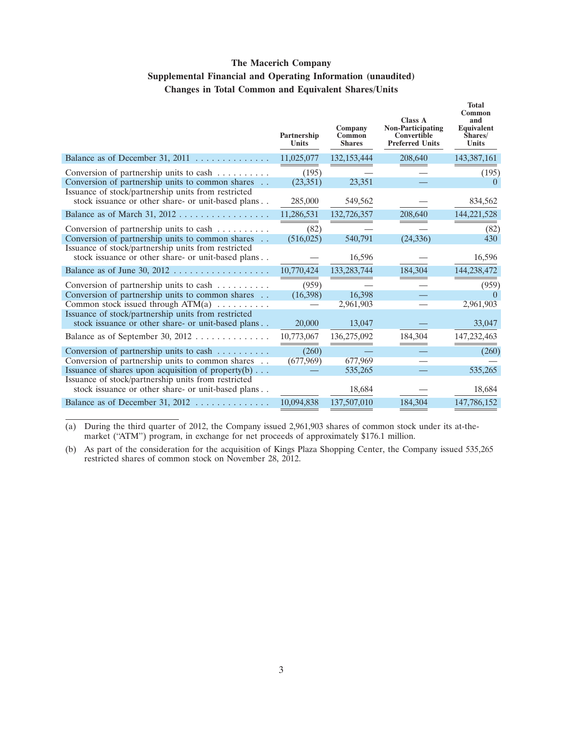# The Macerich Company

## Supplemental Financial and Operating Information (unaudited)

### Changes in Total Common and Equivalent Shares/Units

| | Partnership Units | Company Common Shares | Class A Non-Participating Convertible Preferred Units | Total Common and Equivalent Shares/ Units |
|---|---|---|---|---|
| Balance as of December 31, 2011 | 11,025,077 | 132,153,444 | 208,640 | 143,387,161 |
| Conversion of partnership units to cash | (195) | — | — | (195) |
| Conversion of partnership units to common shares | (23,351) | 23,351 | — | 0 |
| Issuance of stock/partnership units from restricted stock issuance or other share- or unit-based plans | 285,000 | 549,562 | — | 834,562 |
| Balance as of March 31, 2012 | 11,286,531 | 132,726,357 | 208,640 | 144,221,528 |
| Conversion of partnership units to cash | (82) | — | — | (82) |
| Conversion of partnership units to common shares | (516,025) | 540,791 | (24,336) | 430 |
| Issuance of stock/partnership units from restricted stock issuance or other share- or unit-based plans | — | 16,596 | — | 16,596 |
| Balance as of June 30, 2012 | 10,770,424 | 133,283,744 | 184,304 | 144,238,472 |
| Conversion of partnership units to cash | (959) | — | — | (959) |
| Conversion of partnership units to common shares | (16,398) | 16,398 | — | 0 |
| Common stock issued through ATM(a) | — | 2,961,903 | — | 2,961,903 |
| Issuance of stock/partnership units from restricted stock issuance or other share- or unit-based plans | 20,000 | 13,047 | — | 33,047 |
| Balance as of September 30, 2012 | 10,773,067 | 136,275,092 | 184,304 | 147,232,463 |
| Conversion of partnership units to cash | (260) | — | — | (260) |
| Conversion of partnership units to common shares | (677,969) | 677,969 | — | — |
| Issuance of shares upon acquisition of property(b) | — | 535,265 | — | 535,265 |
| Issuance of stock/partnership units from restricted stock issuance or other share- or unit-based plans | | 18,684 | — | 18,684 |
| Balance as of December 31, 2012 | 10,094,838 | 137,507,010 | 184,304 | 147,786,152 |

(a) During the third quarter of 2012, the Company issued 2,961,903 shares of common stock under its at-the-market ("ATM") program, in exchange for net proceeds of approximately $176.1 million.

(b) As part of the consideration for the acquisition of Kings Plaza Shopping Center, the Company issued 535,265 restricted shares of common stock on November 28, 2012.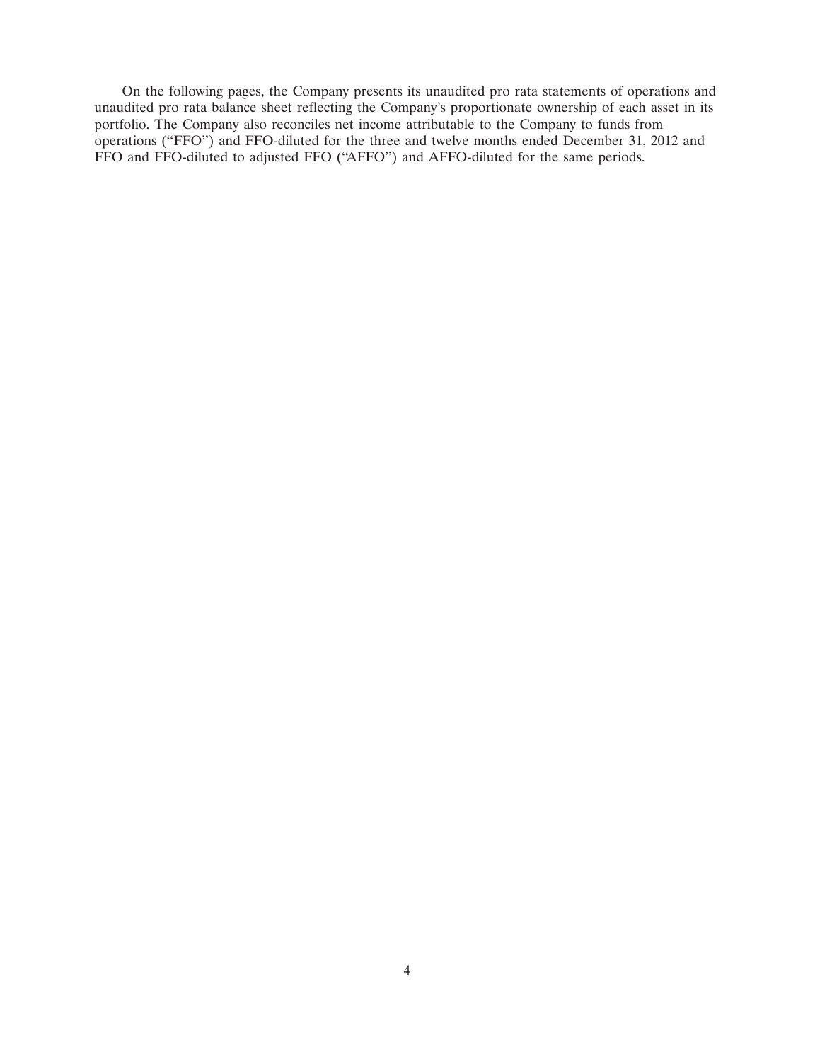On the following pages, the Company presents its unaudited pro rata statements of operations and unaudited pro rata balance sheet reflecting the Company's proportionate ownership of each asset in its portfolio. The Company also reconciles net income attributable to the Company to funds from operations ("FFO") and FFO-diluted for the three and twelve months ended December 31, 2012 and FFO and FFO-diluted to adjusted FFO ("AFFO") and AFFO-diluted for the same periods.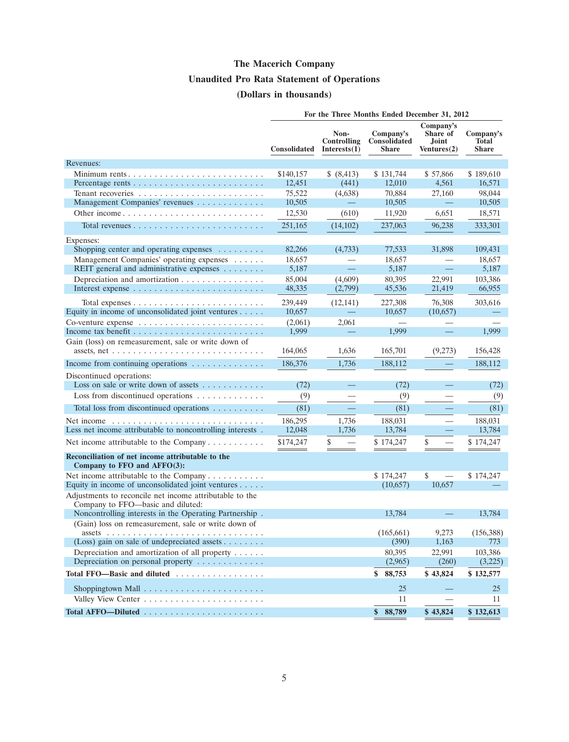# The Macerich Company

## Unaudited Pro Rata Statement of Operations

## (Dollars in thousands)

| | For the Three Months Ended December 31, 2012 | | | | |
|---|---|---|---|---|---|
| | Consolidated | Non-Controlling Interests(1) | Company's Consolidated Share | Company's Share of Joint Ventures(2) | Company's Total Share |
| **Revenues:** | | | | | |
| Minimum rents | $140,157 | $ (8,413) | $ 131,744 | $ 57,866 | $ 189,610 |
| Percentage rents | 12,451 | (441) | 12,010 | 4,561 | 16,571 |
| Tenant recoveries | 75,522 | (4,638) | 70,884 | 27,160 | 98,044 |
| Management Companies' revenues | 10,505 | — | 10,505 | — | 10,505 |
| Other income | 12,530 | (610) | 11,920 | 6,651 | 18,571 |
| Total revenues | 251,165 | (14,102) | 237,063 | 96,238 | 333,301 |
| **Expenses:** | | | | | |
| Shopping center and operating expenses | 82,266 | (4,733) | 77,533 | 31,898 | 109,431 |
| Management Companies' operating expenses | 18,657 | — | 18,657 | — | 18,657 |
| REIT general and administrative expenses | 5,187 | — | 5,187 | — | 5,187 |
| Depreciation and amortization | 85,004 | (4,609) | 80,395 | 22,991 | 103,386 |
| Interest expense | 48,335 | (2,799) | 45,536 | 21,419 | 66,955 |
| Total expenses | 239,449 | (12,141) | 227,308 | 76,308 | 303,616 |
| Equity in income of unconsolidated joint ventures | 10,657 | — | 10,657 | (10,657) | — |
| Co-venture expense | (2,061) | 2,061 | — | — | — |
| Income tax benefit | 1,999 | — | 1,999 | — | 1,999 |
| Gain (loss) on remeasurement, sale or write down of assets, net | 164,065 | 1,636 | 165,701 | (9,273) | 156,428 |
| Income from continuing operations | 186,376 | 1,736 | 188,112 | — | 188,112 |
| **Discontinued operations:** | | | | | |
| Loss on sale or write down of assets | (72) | — | (72) | — | (72) |
| Loss from discontinued operations | (9) | — | (9) | — | (9) |
| Total loss from discontinued operations | (81) | — | (81) | — | (81) |
| Net income | 186,295 | 1,736 | 188,031 | — | 188,031 |
| Less net income attributable to noncontrolling interests | 12,048 | 1,736 | 13,784 | — | 13,784 |
| Net income attributable to the Company | $174,247 | $ — | $ 174,247 | $ — | $ 174,247 |
| **Reconciliation of net income attributable to the Company to FFO and AFFO(3):** | | | | | |
| Net income attributable to the Company | | | $ 174,247 | $ — | $ 174,247 |
| Equity in income of unconsolidated joint ventures | | | (10,657) | 10,657 | — |
| Adjustments to reconcile net income attributable to the Company to FFO—basic and diluted: | | | | | |
| Noncontrolling interests in the Operating Partnership | | | 13,784 | — | 13,784 |
| (Gain) loss on remeasurement, sale or write down of assets | | | (165,661) | 9,273 | (156,388) |
| (Loss) gain on sale of undepreciated assets | | | (390) | 1,163 | 773 |
| Depreciation and amortization of all property | | | 80,395 | 22,991 | 103,386 |
| Depreciation on personal property | | | (2,965) | (260) | (3,225) |
| **Total FFO—Basic and diluted** | | | **$ 88,753** | **$ 43,824** | **$ 132,577** |
| Shoppingtown Mall | | | 25 | — | 25 |
| Valley View Center | | | 11 | — | 11 |
| **Total AFFO—Diluted** | | | **$ 88,789** | **$ 43,824** | **$ 132,613** |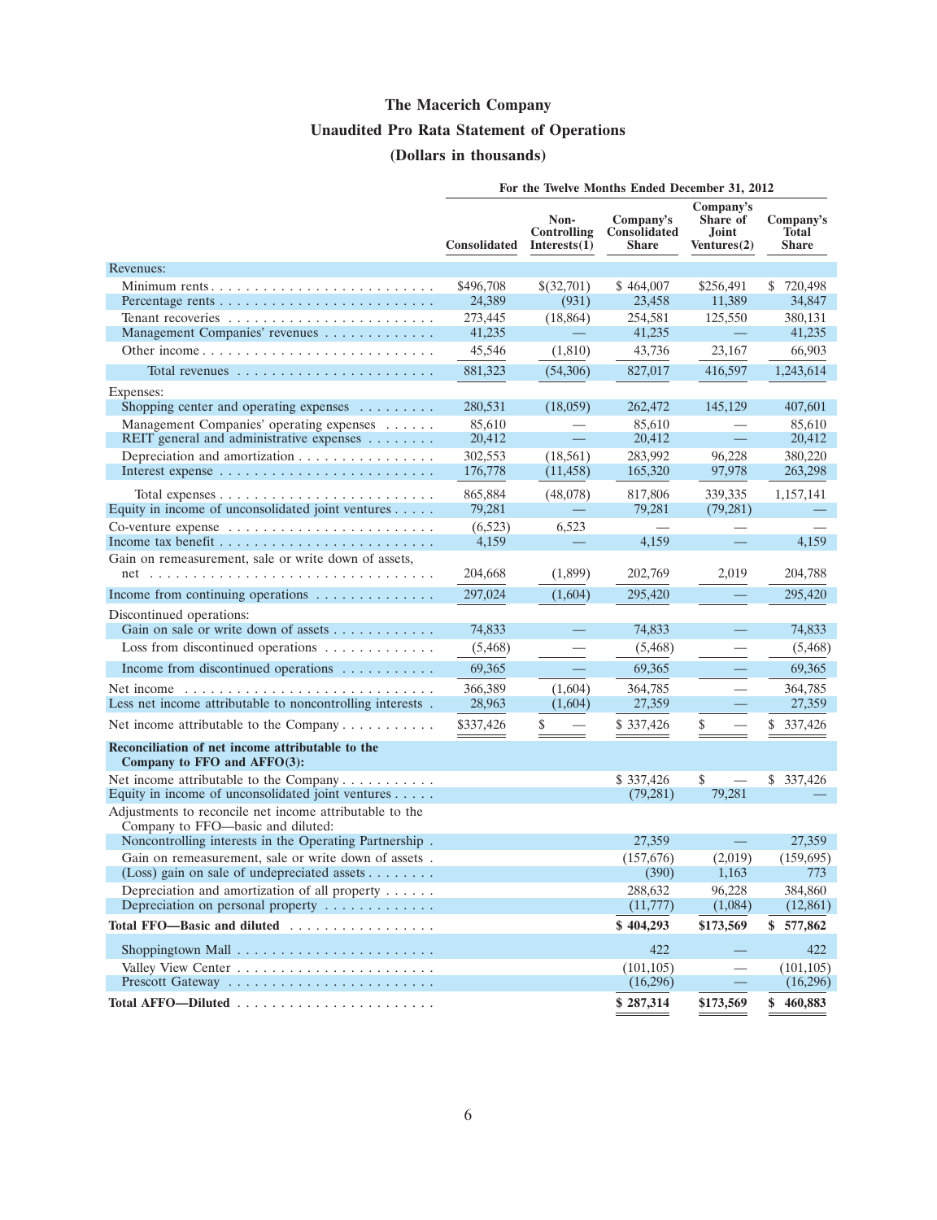# The Macerich Company

## Unaudited Pro Rata Statement of Operations

### (Dollars in thousands)

| | For the Twelve Months Ended December 31, 2012 | | | | |
|---|---|---|---|---|---|
| | Consolidated | Non-Controlling Interests(1) | Company's Consolidated Share | Company's Share of Joint Ventures(2) | Company's Total Share |
| Revenues: | | | | | |
| Minimum rents | $496,708 | $(32,701) | $ 464,007 | $256,491 | $ 720,498 |
| Percentage rents | 24,389 | (931) | 23,458 | 11,389 | 34,847 |
| Tenant recoveries | 273,445 | (18,864) | 254,581 | 125,550 | 380,131 |
| Management Companies' revenues | 41,235 | — | 41,235 | — | 41,235 |
| Other income | 45,546 | (1,810) | 43,736 | 23,167 | 66,903 |
| Total revenues | 881,323 | (54,306) | 827,017 | 416,597 | 1,243,614 |
| Expenses: | | | | | |
| Shopping center and operating expenses | 280,531 | (18,059) | 262,472 | 145,129 | 407,601 |
| Management Companies' operating expenses | 85,610 | — | 85,610 | — | 85,610 |
| REIT general and administrative expenses | 20,412 | — | 20,412 | — | 20,412 |
| Depreciation and amortization | 302,553 | (18,561) | 283,992 | 96,228 | 380,220 |
| Interest expense | 176,778 | (11,458) | 165,320 | 97,978 | 263,298 |
| Total expenses | 865,884 | (48,078) | 817,806 | 339,335 | 1,157,141 |
| Equity in income of unconsolidated joint ventures | 79,281 | — | 79,281 | (79,281) | — |
| Co-venture expense | (6,523) | 6,523 | — | — | — |
| Income tax benefit | 4,159 | — | 4,159 | — | 4,159 |
| Gain on remeasurement, sale or write down of assets, net | 204,668 | (1,899) | 202,769 | 2,019 | 204,788 |
| Income from continuing operations | 297,024 | (1,604) | 295,420 | — | 295,420 |
| Discontinued operations: | | | | | |
| Gain on sale or write down of assets | 74,833 | — | 74,833 | — | 74,833 |
| Loss from discontinued operations | (5,468) | — | (5,468) | — | (5,468) |
| Income from discontinued operations | 69,365 | — | 69,365 | — | 69,365 |
| Net income | 366,389 | (1,604) | 364,785 | — | 364,785 |
| Less net income attributable to noncontrolling interests | 28,963 | (1,604) | 27,359 | — | 27,359 |
| Net income attributable to the Company | $337,426 | $ — | $ 337,426 | $ — | $ 337,426 |
| **Reconciliation of net income attributable to the Company to FFO and AFFO(3):** | | | | | |
| Net income attributable to the Company | | | $ 337,426 | $ — | $ 337,426 |
| Equity in income of unconsolidated joint ventures | | | (79,281) | 79,281 | — |
| Adjustments to reconcile net income attributable to the Company to FFO—basic and diluted: | | | | | |
| Noncontrolling interests in the Operating Partnership | | | 27,359 | — | 27,359 |
| Gain on remeasurement, sale or write down of assets | | | (157,676) | (2,019) | (159,695) |
| (Loss) gain on sale of undepreciated assets | | | (390) | 1,163 | 773 |
| Depreciation and amortization of all property | | | 288,632 | 96,228 | 384,860 |
| Depreciation on personal property | | | (11,777) | (1,084) | (12,861) |
| **Total FFO—Basic and diluted** | | | **$ 404,293** | **$173,569** | **$ 577,862** |
| Shoppingtown Mall | | | 422 | — | 422 |
| Valley View Center | | | (101,105) | — | (101,105) |
| Prescott Gateway | | | (16,296) | — | (16,296) |
| **Total AFFO—Diluted** | | | **$ 287,314** | **$173,569** | **$ 460,883** |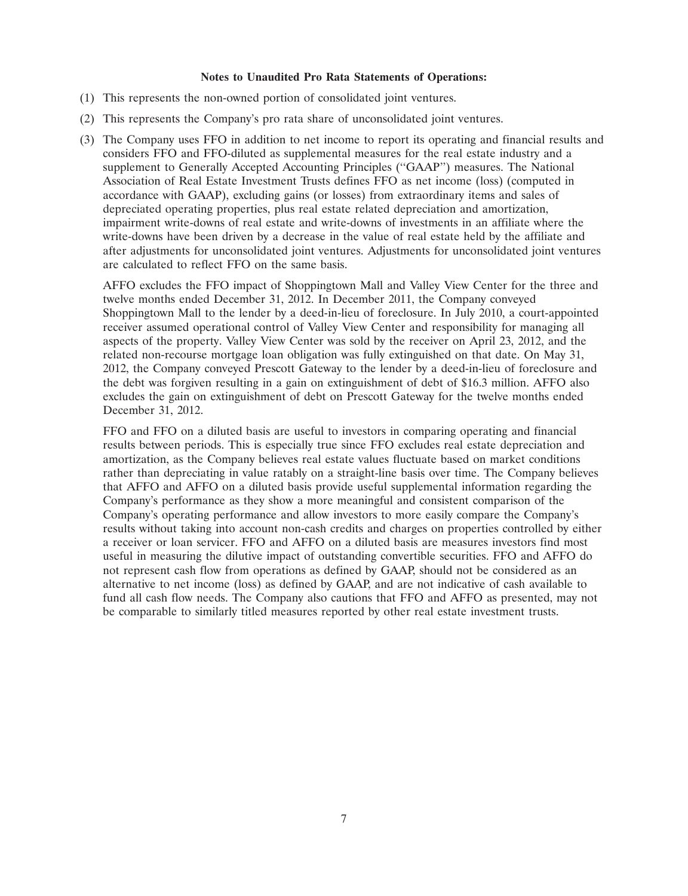**Notes to Unaudited Pro Rata Statements of Operations:**

(1) This represents the non-owned portion of consolidated joint ventures.

(2) This represents the Company's pro rata share of unconsolidated joint ventures.

(3) The Company uses FFO in addition to net income to report its operating and financial results and considers FFO and FFO-diluted as supplemental measures for the real estate industry and a supplement to Generally Accepted Accounting Principles (''GAAP'') measures. The National Association of Real Estate Investment Trusts defines FFO as net income (loss) (computed in accordance with GAAP), excluding gains (or losses) from extraordinary items and sales of depreciated operating properties, plus real estate related depreciation and amortization, impairment write-downs of real estate and write-downs of investments in an affiliate where the write-downs have been driven by a decrease in the value of real estate held by the affiliate and after adjustments for unconsolidated joint ventures. Adjustments for unconsolidated joint ventures are calculated to reflect FFO on the same basis.

    AFFO excludes the FFO impact of Shoppingtown Mall and Valley View Center for the three and twelve months ended December 31, 2012. In December 2011, the Company conveyed Shoppingtown Mall to the lender by a deed-in-lieu of foreclosure. In July 2010, a court-appointed receiver assumed operational control of Valley View Center and responsibility for managing all aspects of the property. Valley View Center was sold by the receiver on April 23, 2012, and the related non-recourse mortgage loan obligation was fully extinguished on that date. On May 31, 2012, the Company conveyed Prescott Gateway to the lender by a deed-in-lieu of foreclosure and the debt was forgiven resulting in a gain on extinguishment of debt of $16.3 million. AFFO also excludes the gain on extinguishment of debt on Prescott Gateway for the twelve months ended December 31, 2012.

    FFO and FFO on a diluted basis are useful to investors in comparing operating and financial results between periods. This is especially true since FFO excludes real estate depreciation and amortization, as the Company believes real estate values fluctuate based on market conditions rather than depreciating in value ratably on a straight-line basis over time. The Company believes that AFFO and AFFO on a diluted basis provide useful supplemental information regarding the Company's performance as they show a more meaningful and consistent comparison of the Company's operating performance and allow investors to more easily compare the Company's results without taking into account non-cash credits and charges on properties controlled by either a receiver or loan servicer. FFO and AFFO on a diluted basis are measures investors find most useful in measuring the dilutive impact of outstanding convertible securities. FFO and AFFO do not represent cash flow from operations as defined by GAAP, should not be considered as an alternative to net income (loss) as defined by GAAP, and are not indicative of cash available to fund all cash flow needs. The Company also cautions that FFO and AFFO as presented, may not be comparable to similarly titled measures reported by other real estate investment trusts.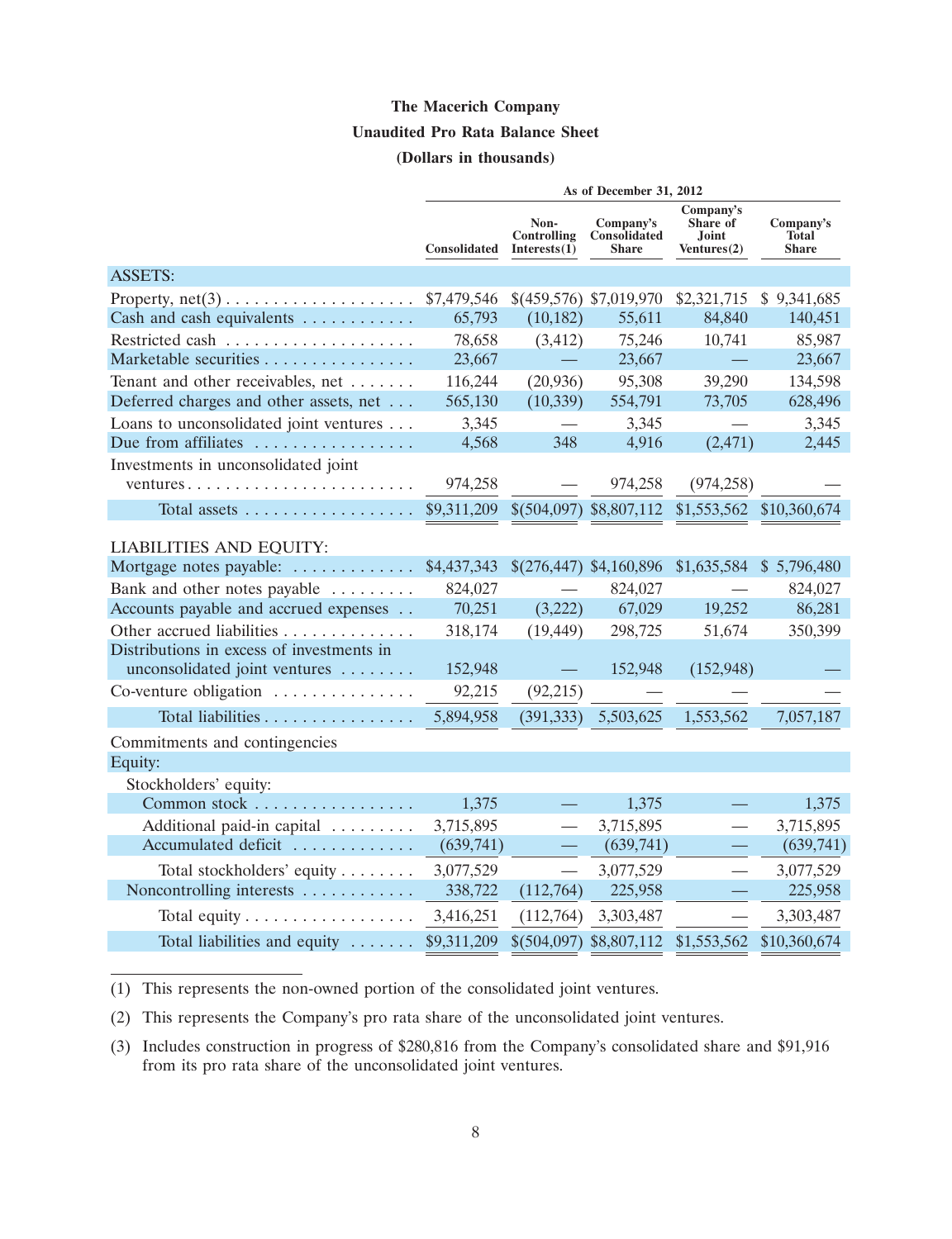# The Macerich Company

## Unaudited Pro Rata Balance Sheet

### (Dollars in thousands)

| | As of December 31, 2012 | | | | |
|---|---|---|---|---|---|
| | Consolidated | Non-Controlling Interests(1) | Company's Consolidated Share | Company's Share of Joint Ventures(2) | Company's Total Share |
| **ASSETS:** | | | | | |
| Property, net(3) | $7,479,546 | $(459,576) | $7,019,970 | $2,321,715 | $ 9,341,685 |
| Cash and cash equivalents | 65,793 | (10,182) | 55,611 | 84,840 | 140,451 |
| Restricted cash | 78,658 | (3,412) | 75,246 | 10,741 | 85,987 |
| Marketable securities | 23,667 | — | 23,667 | — | 23,667 |
| Tenant and other receivables, net | 116,244 | (20,936) | 95,308 | 39,290 | 134,598 |
| Deferred charges and other assets, net | 565,130 | (10,339) | 554,791 | 73,705 | 628,496 |
| Loans to unconsolidated joint ventures | 3,345 | — | 3,345 | — | 3,345 |
| Due from affiliates | 4,568 | 348 | 4,916 | (2,471) | 2,445 |
| Investments in unconsolidated joint ventures | 974,258 | — | 974,258 | (974,258) | — |
| Total assets | $9,311,209 | $(504,097) | $8,807,112 | $1,553,562 | $10,360,674 |
| **LIABILITIES AND EQUITY:** | | | | | |
| Mortgage notes payable: | $4,437,343 | $(276,447) | $4,160,896 | $1,635,584 | $ 5,796,480 |
| Bank and other notes payable | 824,027 | — | 824,027 | — | 824,027 |
| Accounts payable and accrued expenses | 70,251 | (3,222) | 67,029 | 19,252 | 86,281 |
| Other accrued liabilities | 318,174 | (19,449) | 298,725 | 51,674 | 350,399 |
| Distributions in excess of investments in unconsolidated joint ventures | 152,948 | — | 152,948 | (152,948) | — |
| Co-venture obligation | 92,215 | (92,215) | — | — | — |
| Total liabilities | 5,894,958 | (391,333) | 5,503,625 | 1,553,562 | 7,057,187 |
| Commitments and contingencies | | | | | |
| Equity: | | | | | |
| Stockholders' equity: | | | | | |
| Common stock | 1,375 | — | 1,375 | — | 1,375 |
| Additional paid-in capital | 3,715,895 | — | 3,715,895 | — | 3,715,895 |
| Accumulated deficit | (639,741) | — | (639,741) | — | (639,741) |
| Total stockholders' equity | 3,077,529 | — | 3,077,529 | — | 3,077,529 |
| Noncontrolling interests | 338,722 | (112,764) | 225,958 | — | 225,958 |
| Total equity | 3,416,251 | (112,764) | 3,303,487 | — | 3,303,487 |
| Total liabilities and equity | $9,311,209 | $(504,097) | $8,807,112 | $1,553,562 | $10,360,674 |

(1) This represents the non-owned portion of the consolidated joint ventures.

(2) This represents the Company's pro rata share of the unconsolidated joint ventures.

(3) Includes construction in progress of $280,816 from the Company's consolidated share and $91,916 from its pro rata share of the unconsolidated joint ventures.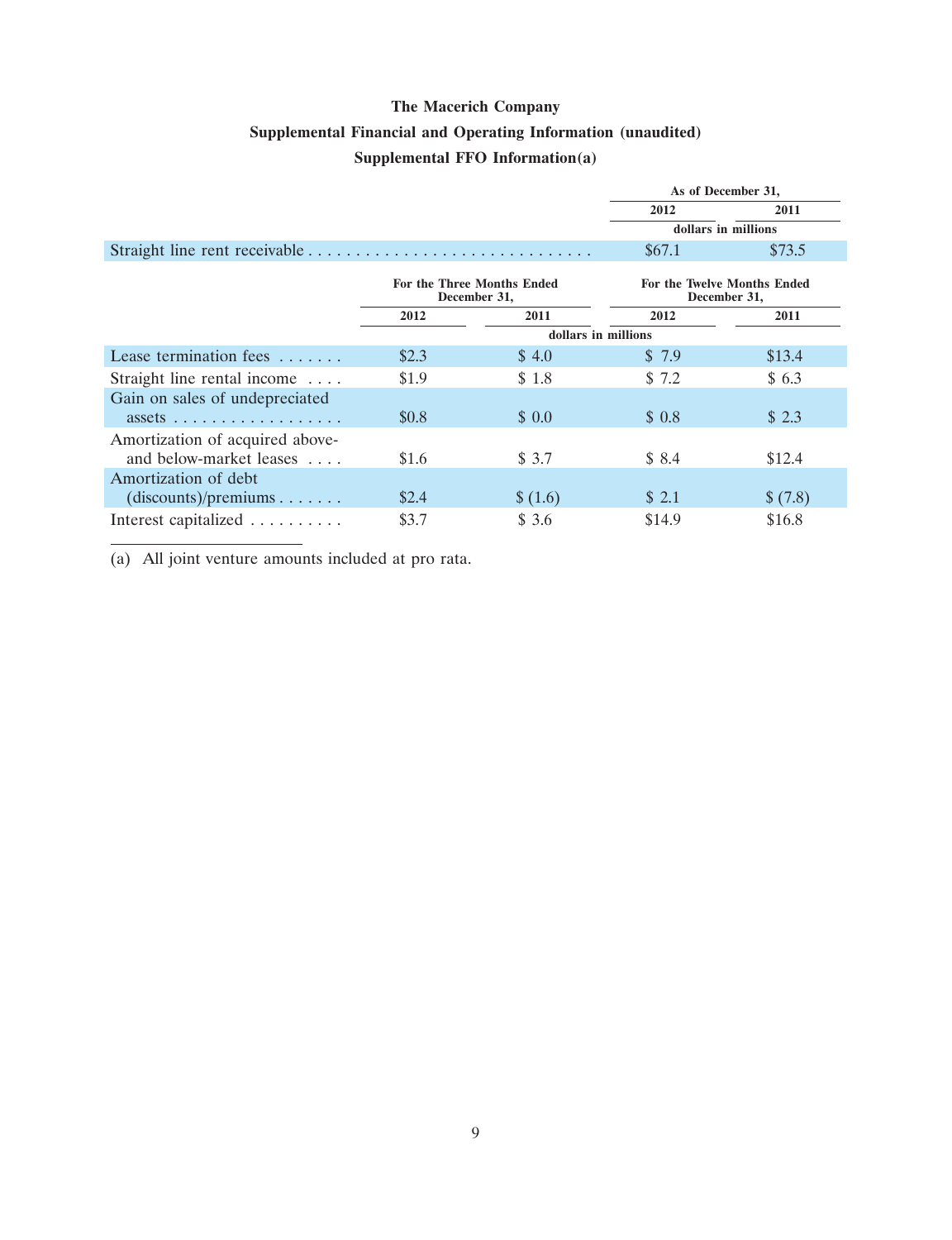# The Macerich Company

## Supplemental Financial and Operating Information (unaudited)

### Supplemental FFO Information(a)

| | As of December 31, | |
|---|---|---|
| | 2012 | 2011 |
| | dollars in millions | |
| Straight line rent receivable | $67.1 | $73.5 |

| | For the Three Months Ended December 31, | | For the Twelve Months Ended December 31, | |
|---|---|---|---|---|
| | 2012 | 2011 | 2012 | 2011 |
| | dollars in millions | | | |
| Lease termination fees | $2.3 | $ 4.0 | $ 7.9 | $13.4 |
| Straight line rental income | $1.9 | $ 1.8 | $ 7.2 | $ 6.3 |
| Gain on sales of undepreciated assets | $0.8 | $ 0.0 | $ 0.8 | $ 2.3 |
| Amortization of acquired above- and below-market leases | $1.6 | $ 3.7 | $ 8.4 | $12.4 |
| Amortization of debt (discounts)/premiums | $2.4 | $ (1.6) | $ 2.1 | $ (7.8) |
| Interest capitalized | $3.7 | $ 3.6 | $14.9 | $16.8 |

(a) All joint venture amounts included at pro rata.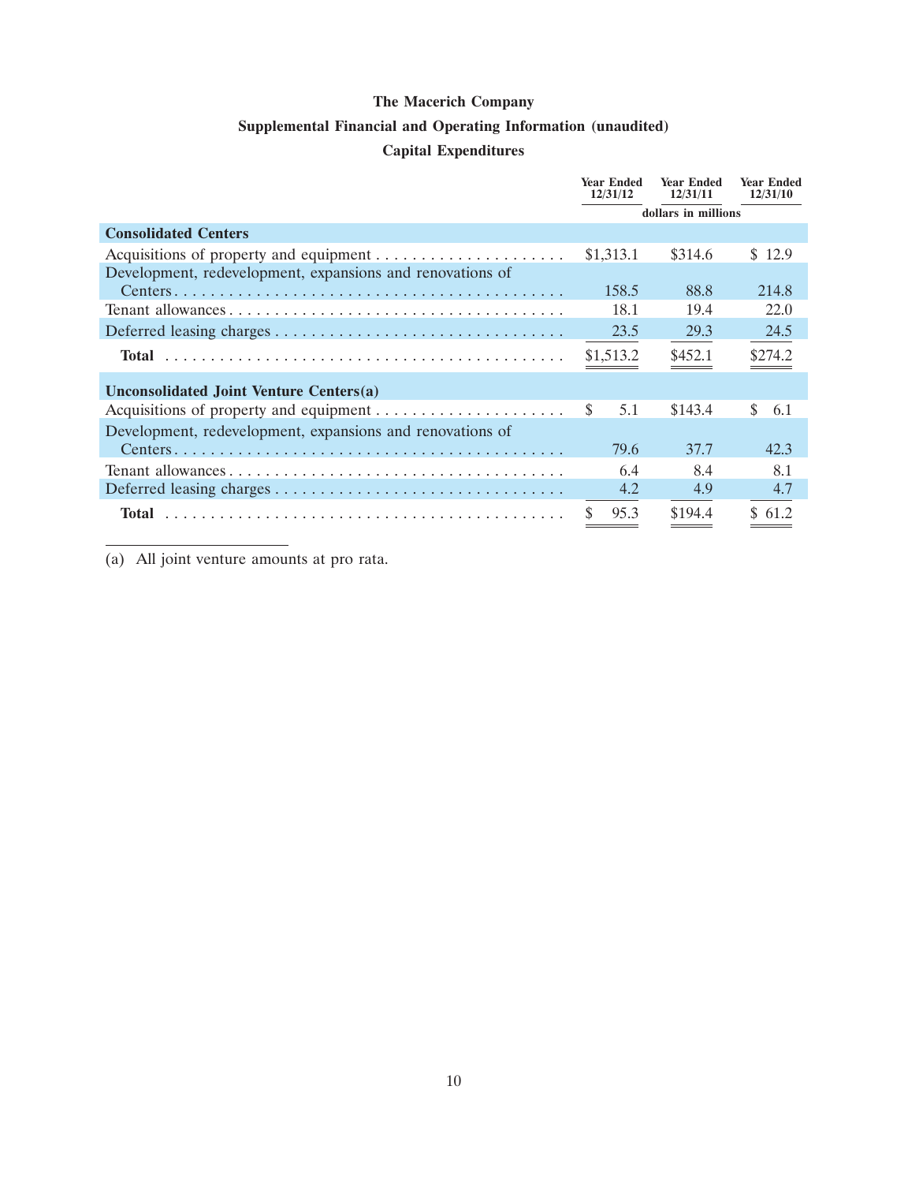# The Macerich Company

## Supplemental Financial and Operating Information (unaudited)

## Capital Expenditures

| | Year Ended 12/31/12 | Year Ended 12/31/11 | Year Ended 12/31/10 |
|---|---|---|---|
| | dollars in millions | | |
| **Consolidated Centers** | | | |
| Acquisitions of property and equipment | $1,313.1 | $314.6 | $ 12.9 |
| Development, redevelopment, expansions and renovations of Centers | 158.5 | 88.8 | 214.8 |
| Tenant allowances | 18.1 | 19.4 | 22.0 |
| Deferred leasing charges | 23.5 | 29.3 | 24.5 |
| **Total** | $1,513.2 | $452.1 | $274.2 |
| **Unconsolidated Joint Venture Centers(a)** | | | |
| Acquisitions of property and equipment | $ 5.1 | $143.4 | $ 6.1 |
| Development, redevelopment, expansions and renovations of Centers | 79.6 | 37.7 | 42.3 |
| Tenant allowances | 6.4 | 8.4 | 8.1 |
| Deferred leasing charges | 4.2 | 4.9 | 4.7 |
| **Total** | $ 95.3 | $194.4 | $ 61.2 |

(a) All joint venture amounts at pro rata.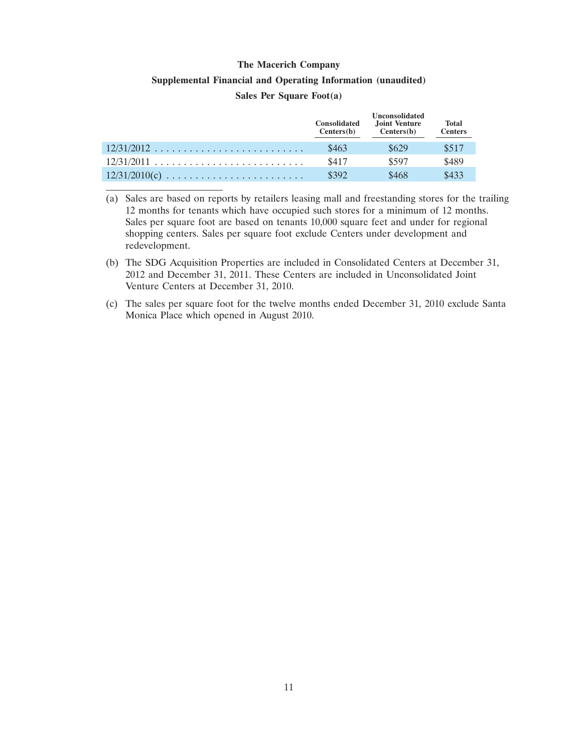**The Macerich Company**

**Supplemental Financial and Operating Information (unaudited)**

**Sales Per Square Foot(a)**

| | Consolidated Centers(b) | Unconsolidated Joint Venture Centers(b) | Total Centers |
|---|---|---|---|
| 12/31/2012 | $463 | $629 | $517 |
| 12/31/2011 | $417 | $597 | $489 |
| 12/31/2010(c) | $392 | $468 | $433 |

(a) Sales are based on reports by retailers leasing mall and freestanding stores for the trailing 12 months for tenants which have occupied such stores for a minimum of 12 months. Sales per square foot are based on tenants 10,000 square feet and under for regional shopping centers. Sales per square foot exclude Centers under development and redevelopment.

(b) The SDG Acquisition Properties are included in Consolidated Centers at December 31, 2012 and December 31, 2011. These Centers are included in Unconsolidated Joint Venture Centers at December 31, 2010.

(c) The sales per square foot for the twelve months ended December 31, 2010 exclude Santa Monica Place which opened in August 2010.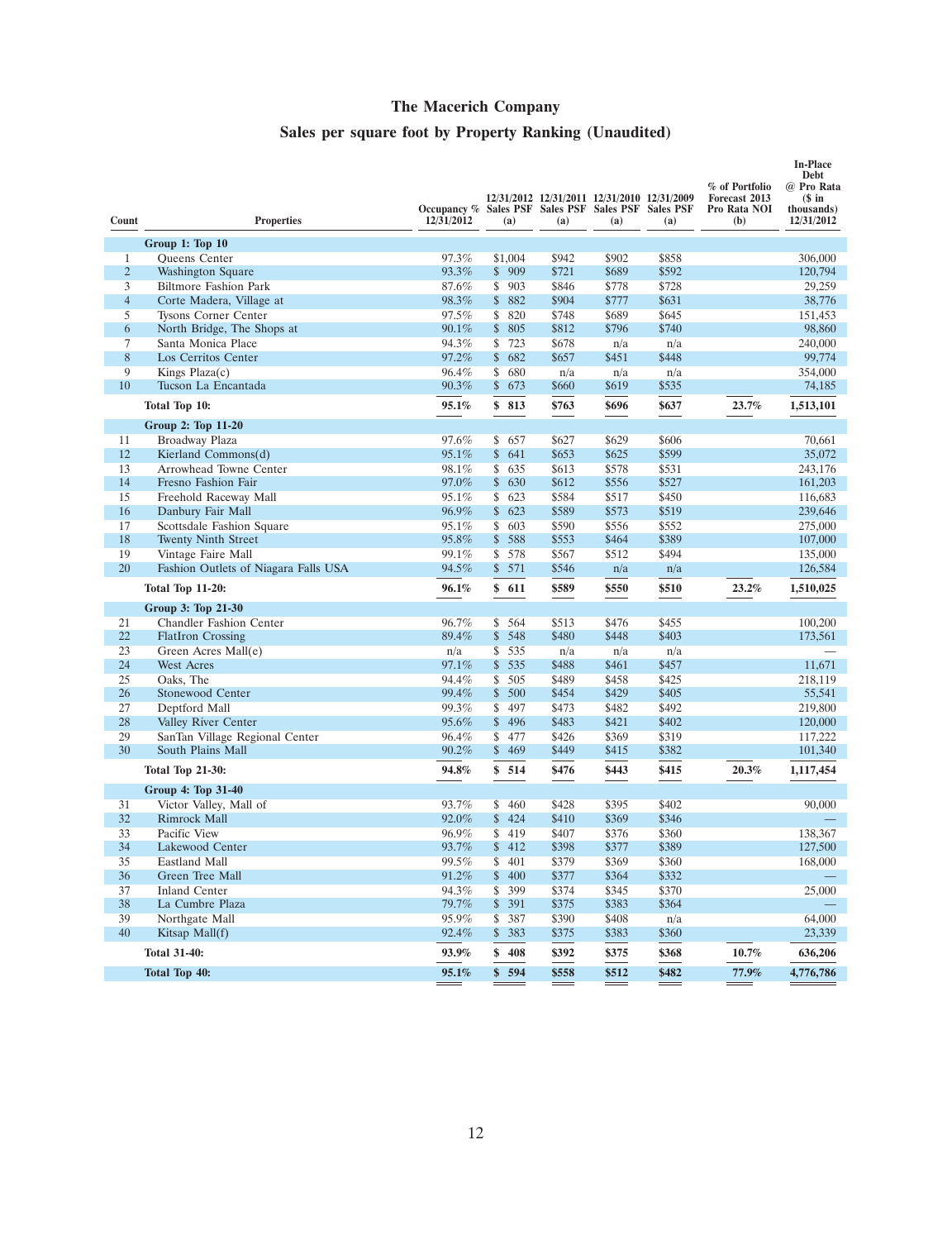# The Macerich Company

## Sales per square foot by Property Ranking (Unaudited)

| Count | Properties | Occupancy % 12/31/2012 | 12/31/2012 Sales PSF (a) | 12/31/2011 Sales PSF (a) | 12/31/2010 Sales PSF (a) | 12/31/2009 Sales PSF (a) | % of Portfolio Forecast 2013 Pro Rata NOI (b) | In-Place Debt @ Pro Rata ($ in thousands) 12/31/2012 |
|---|---|---|---|---|---|---|---|---|
| | **Group 1: Top 10** | | | | | | | |
| 1 | Queens Center | 97.3% | $1,004 | $942 | $902 | $858 | | 306,000 |
| 2 | Washington Square | 93.3% | $ 909 | $721 | $689 | $592 | | 120,794 |
| 3 | Biltmore Fashion Park | 87.6% | $ 903 | $846 | $778 | $728 | | 29,259 |
| 4 | Corte Madera, Village at | 98.3% | $ 882 | $904 | $777 | $631 | | 38,776 |
| 5 | Tysons Corner Center | 97.5% | $ 820 | $748 | $689 | $645 | | 151,453 |
| 6 | North Bridge, The Shops at | 90.1% | $ 805 | $812 | $796 | $740 | | 98,860 |
| 7 | Santa Monica Place | 94.3% | $ 723 | $678 | n/a | n/a | | 240,000 |
| 8 | Los Cerritos Center | 97.2% | $ 682 | $657 | $451 | $448 | | 99,774 |
| 9 | Kings Plaza(c) | 96.4% | $ 680 | n/a | n/a | n/a | | 354,000 |
| 10 | Tucson La Encantada | 90.3% | $ 673 | $660 | $619 | $535 | | 74,185 |
| | **Total Top 10:** | **95.1%** | **$ 813** | **$763** | **$696** | **$637** | **23.7%** | **1,513,101** |
| | **Group 2: Top 11-20** | | | | | | | |
| 11 | Broadway Plaza | 97.6% | $ 657 | $627 | $629 | $606 | | 70,661 |
| 12 | Kierland Commons(d) | 95.1% | $ 641 | $653 | $625 | $599 | | 35,072 |
| 13 | Arrowhead Towne Center | 98.1% | $ 635 | $613 | $578 | $531 | | 243,176 |
| 14 | Fresno Fashion Fair | 97.0% | $ 630 | $612 | $556 | $527 | | 161,203 |
| 15 | Freehold Raceway Mall | 95.1% | $ 623 | $584 | $517 | $450 | | 116,683 |
| 16 | Danbury Fair Mall | 96.9% | $ 623 | $589 | $573 | $519 | | 239,646 |
| 17 | Scottsdale Fashion Square | 95.1% | $ 603 | $590 | $556 | $552 | | 275,000 |
| 18 | Twenty Ninth Street | 95.8% | $ 588 | $553 | $464 | $389 | | 107,000 |
| 19 | Vintage Faire Mall | 99.1% | $ 578 | $567 | $512 | $494 | | 135,000 |
| 20 | Fashion Outlets of Niagara Falls USA | 94.5% | $ 571 | $546 | n/a | n/a | | 126,584 |
| | **Total Top 11-20:** | **96.1%** | **$ 611** | **$589** | **$550** | **$510** | **23.2%** | **1,510,025** |
| | **Group 3: Top 21-30** | | | | | | | |
| 21 | Chandler Fashion Center | 96.7% | $ 564 | $513 | $476 | $455 | | 100,200 |
| 22 | FlatIron Crossing | 89.4% | $ 548 | $480 | $448 | $403 | | 173,561 |
| 23 | Green Acres Mall(e) | n/a | $ 535 | n/a | n/a | n/a | | — |
| 24 | West Acres | 97.1% | $ 535 | $488 | $461 | $457 | | 11,671 |
| 25 | Oaks, The | 94.4% | $ 505 | $489 | $458 | $425 | | 218,119 |
| 26 | Stonewood Center | 99.4% | $ 500 | $454 | $429 | $405 | | 55,541 |
| 27 | Deptford Mall | 99.3% | $ 497 | $473 | $482 | $492 | | 219,800 |
| 28 | Valley River Center | 95.6% | $ 496 | $483 | $421 | $402 | | 120,000 |
| 29 | SanTan Village Regional Center | 96.4% | $ 477 | $426 | $369 | $319 | | 117,222 |
| 30 | South Plains Mall | 90.2% | $ 469 | $449 | $415 | $382 | | 101,340 |
| | **Total Top 21-30:** | **94.8%** | **$ 514** | **$476** | **$443** | **$415** | **20.3%** | **1,117,454** |
| | **Group 4: Top 31-40** | | | | | | | |
| 31 | Victor Valley, Mall of | 93.7% | $ 460 | $428 | $395 | $402 | | 90,000 |
| 32 | Rimrock Mall | 92.0% | $ 424 | $410 | $369 | $346 | | — |
| 33 | Pacific View | 96.9% | $ 419 | $407 | $376 | $360 | | 138,367 |
| 34 | Lakewood Center | 93.7% | $ 412 | $398 | $377 | $389 | | 127,500 |
| 35 | Eastland Mall | 99.5% | $ 401 | $379 | $369 | $360 | | 168,000 |
| 36 | Green Tree Mall | 91.2% | $ 400 | $377 | $364 | $332 | | — |
| 37 | Inland Center | 94.3% | $ 399 | $374 | $345 | $370 | | 25,000 |
| 38 | La Cumbre Plaza | 79.7% | $ 391 | $375 | $383 | $364 | | — |
| 39 | Northgate Mall | 95.9% | $ 387 | $390 | $408 | n/a | | 64,000 |
| 40 | Kitsap Mall(f) | 92.4% | $ 383 | $375 | $383 | $360 | | 23,339 |
| | **Total 31-40:** | **93.9%** | **$ 408** | **$392** | **$375** | **$368** | **10.7%** | **636,206** |
| | **Total Top 40:** | **95.1%** | **$ 594** | **$558** | **$512** | **$482** | **77.9%** | **4,776,786** |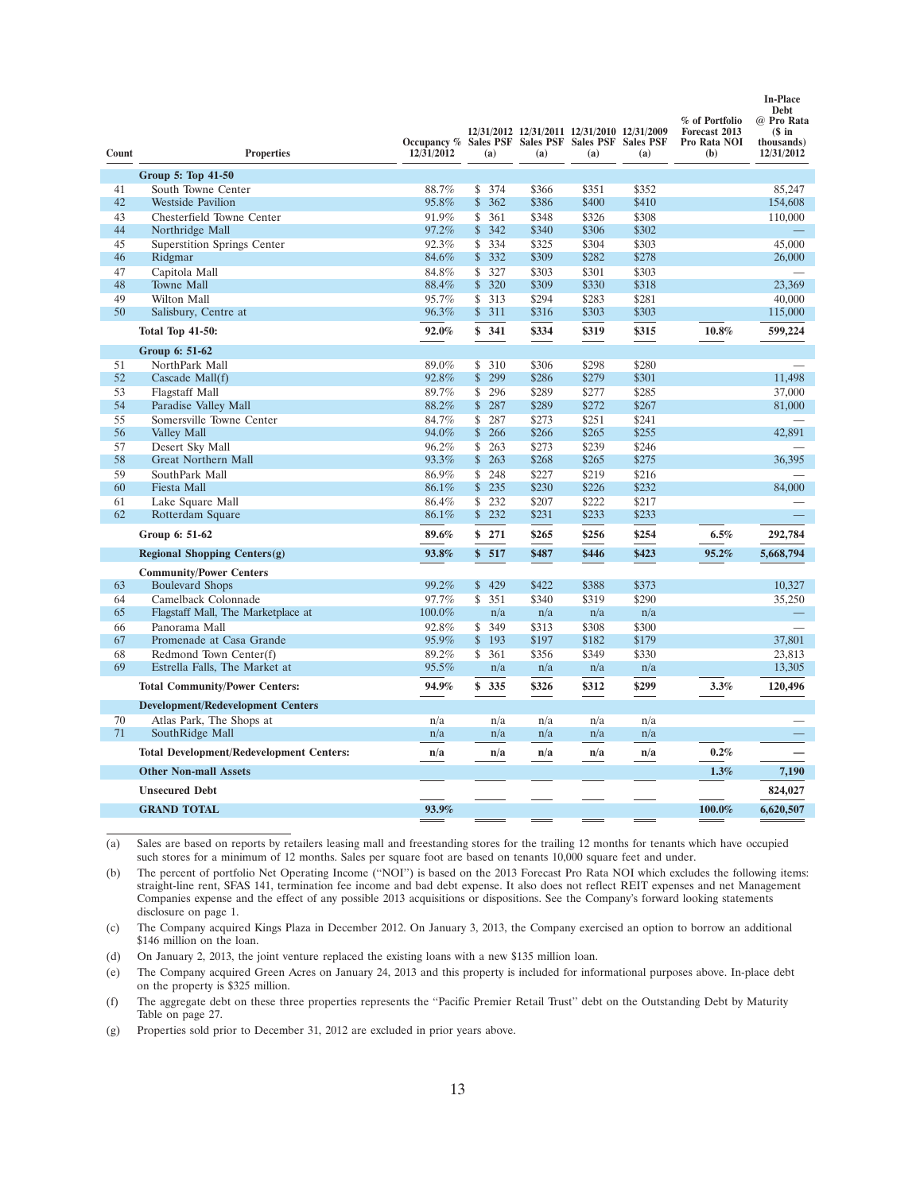| Count | Properties | Occupancy % 12/31/2012 | 12/31/2012 Sales PSF (a) | 12/31/2011 Sales PSF (a) | 12/31/2010 Sales PSF (a) | 12/31/2009 Sales PSF (a) | % of Portfolio Forecast 2013 Pro Rata NOI (b) | In-Place Debt @ Pro Rata ($ in thousands) 12/31/2012 |
|---|---|---|---|---|---|---|---|---|
| | **Group 5: Top 41-50** | | | | | | | |
| 41 | South Towne Center | 88.7% | $ 374 | $366 | $351 | $352 | | 85,247 |
| 42 | Westside Pavilion | 95.8% | $ 362 | $386 | $400 | $410 | | 154,608 |
| 43 | Chesterfield Towne Center | 91.9% | $ 361 | $348 | $326 | $308 | | 110,000 |
| 44 | Northridge Mall | 97.2% | $ 342 | $340 | $306 | $302 | | — |
| 45 | Superstition Springs Center | 92.3% | $ 334 | $325 | $304 | $303 | | 45,000 |
| 46 | Ridgmar | 84.6% | $ 332 | $309 | $282 | $278 | | 26,000 |
| 47 | Capitola Mall | 84.8% | $ 327 | $303 | $301 | $303 | | — |
| 48 | Towne Mall | 88.4% | $ 320 | $309 | $330 | $318 | | 23,369 |
| 49 | Wilton Mall | 95.7% | $ 313 | $294 | $283 | $281 | | 40,000 |
| 50 | Salisbury, Centre at | 96.3% | $ 311 | $316 | $303 | $303 | | 115,000 |
| | **Total Top 41-50:** | **92.0%** | **$ 341** | **$334** | **$319** | **$315** | **10.8%** | **599,224** |
| | **Group 6: 51-62** | | | | | | | |
| 51 | NorthPark Mall | 89.0% | $ 310 | $306 | $298 | $280 | | — |
| 52 | Cascade Mall(f) | 92.8% | $ 299 | $286 | $279 | $301 | | 11,498 |
| 53 | Flagstaff Mall | 89.7% | $ 296 | $289 | $277 | $285 | | 37,000 |
| 54 | Paradise Valley Mall | 88.2% | $ 287 | $289 | $272 | $267 | | 81,000 |
| 55 | Somersville Towne Center | 84.7% | $ 287 | $273 | $251 | $241 | | — |
| 56 | Valley Mall | 94.0% | $ 266 | $266 | $265 | $255 | | 42,891 |
| 57 | Desert Sky Mall | 96.2% | $ 263 | $273 | $239 | $246 | | — |
| 58 | Great Northern Mall | 93.3% | $ 263 | $268 | $265 | $275 | | 36,395 |
| 59 | SouthPark Mall | 86.9% | $ 248 | $227 | $219 | $216 | | — |
| 60 | Fiesta Mall | 86.1% | $ 235 | $230 | $226 | $232 | | 84,000 |
| 61 | Lake Square Mall | 86.4% | $ 232 | $207 | $222 | $217 | | — |
| 62 | Rotterdam Square | 86.1% | $ 232 | $231 | $233 | $233 | | — |
| | **Group 6: 51-62** | **89.6%** | **$ 271** | **$265** | **$256** | **$254** | **6.5%** | **292,784** |
| | **Regional Shopping Centers(g)** | **93.8%** | **$ 517** | **$487** | **$446** | **$423** | **95.2%** | **5,668,794** |
| | **Community/Power Centers** | | | | | | | |
| 63 | Boulevard Shops | 99.2% | $ 429 | $422 | $388 | $373 | | 10,327 |
| 64 | Camelback Colonnade | 97.7% | $ 351 | $340 | $319 | $290 | | 35,250 |
| 65 | Flagstaff Mall, The Marketplace at | 100.0% | n/a | n/a | n/a | n/a | | — |
| 66 | Panorama Mall | 92.8% | $ 349 | $313 | $308 | $300 | | — |
| 67 | Promenade at Casa Grande | 95.9% | $ 193 | $197 | $182 | $179 | | 37,801 |
| 68 | Redmond Town Center(f) | 89.2% | $ 361 | $356 | $349 | $330 | | 23,813 |
| 69 | Estrella Falls, The Market at | 95.5% | n/a | n/a | n/a | n/a | | 13,305 |
| | **Total Community/Power Centers:** | **94.9%** | **$ 335** | **$326** | **$312** | **$299** | **3.3%** | **120,496** |
| | **Development/Redevelopment Centers** | | | | | | | |
| 70 | Atlas Park, The Shops at | n/a | n/a | n/a | n/a | n/a | | — |
| 71 | SouthRidge Mall | n/a | n/a | n/a | n/a | n/a | | — |
| | **Total Development/Redevelopment Centers:** | **n/a** | **n/a** | **n/a** | **n/a** | **n/a** | **0.2%** | **—** |
| | **Other Non-mall Assets** | | | | | | **1.3%** | **7,190** |
| | **Unsecured Debt** | | | | | | | **824,027** |
| | **GRAND TOTAL** | **93.9%** | | | | | **100.0%** | **6,620,507** |

(a) Sales are based on reports by retailers leasing mall and freestanding stores for the trailing 12 months for tenants which have occupied such stores for a minimum of 12 months. Sales per square foot are based on tenants 10,000 square feet and under.

(b) The percent of portfolio Net Operating Income ("NOI") is based on the 2013 Forecast Pro Rata NOI which excludes the following items: straight-line rent, SFAS 141, termination fee income and bad debt expense. It also does not reflect REIT expenses and net Management Companies expense and the effect of any possible 2013 acquisitions or dispositions. See the Company's forward looking statements disclosure on page 1.

(c) The Company acquired Kings Plaza in December 2012. On January 3, 2013, the Company exercised an option to borrow an additional $146 million on the loan.

(d) On January 2, 2013, the joint venture replaced the existing loans with a new $135 million loan.

(e) The Company acquired Green Acres on January 24, 2013 and this property is included for informational purposes above. In-place debt on the property is $325 million.

(f) The aggregate debt on these three properties represents the "Pacific Premier Retail Trust" debt on the Outstanding Debt by Maturity Table on page 27.

(g) Properties sold prior to December 31, 2012 are excluded in prior years above.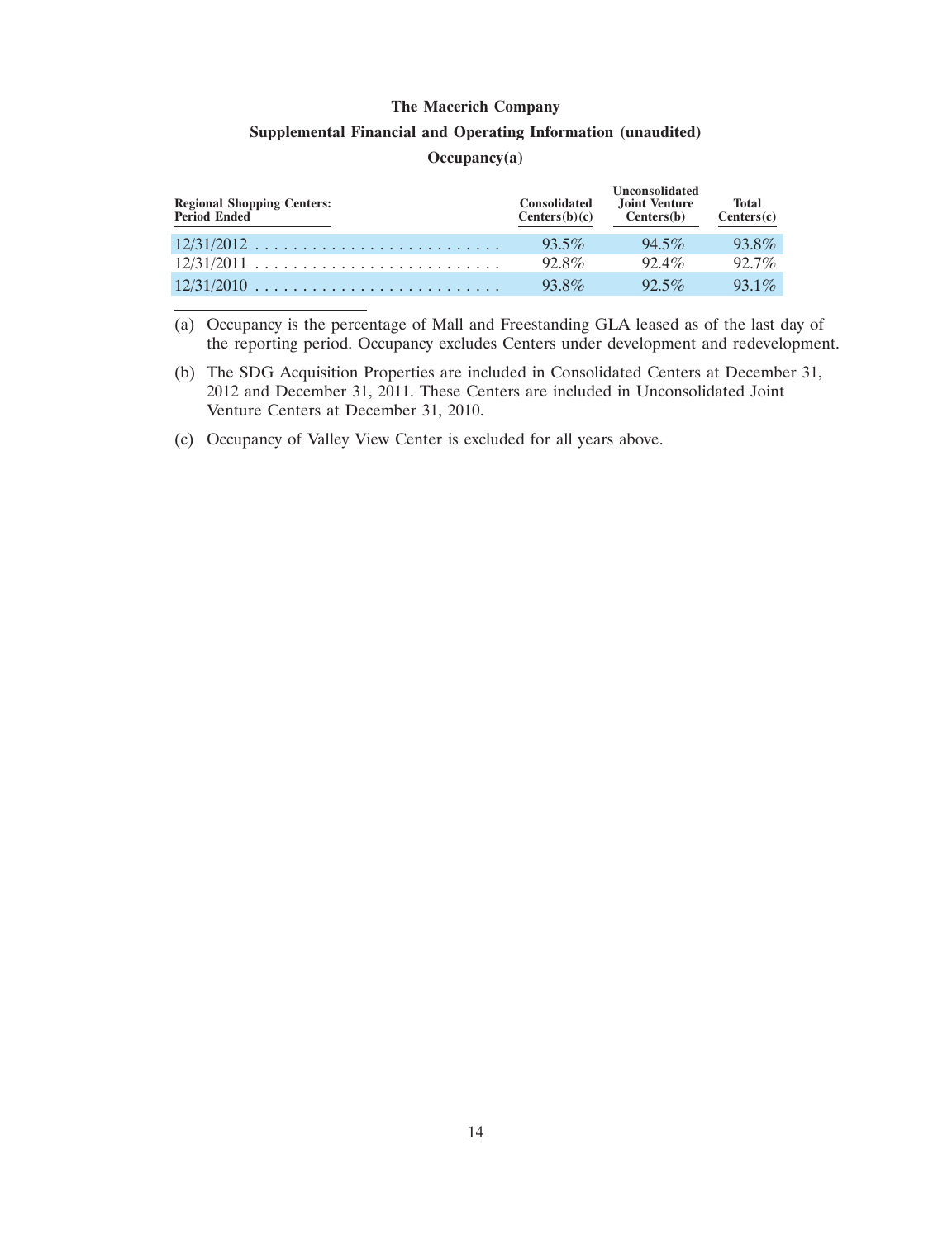# The Macerich Company

## Supplemental Financial and Operating Information (unaudited)

### Occupancy(a)

| Regional Shopping Centers: Period Ended | Consolidated Centers(b)(c) | Unconsolidated Joint Venture Centers(b) | Total Centers(c) |
|---|---|---|---|
| 12/31/2012 | 93.5% | 94.5% | 93.8% |
| 12/31/2011 | 92.8% | 92.4% | 92.7% |
| 12/31/2010 | 93.8% | 92.5% | 93.1% |

(a) Occupancy is the percentage of Mall and Freestanding GLA leased as of the last day of the reporting period. Occupancy excludes Centers under development and redevelopment.

(b) The SDG Acquisition Properties are included in Consolidated Centers at December 31, 2012 and December 31, 2011. These Centers are included in Unconsolidated Joint Venture Centers at December 31, 2010.

(c) Occupancy of Valley View Center is excluded for all years above.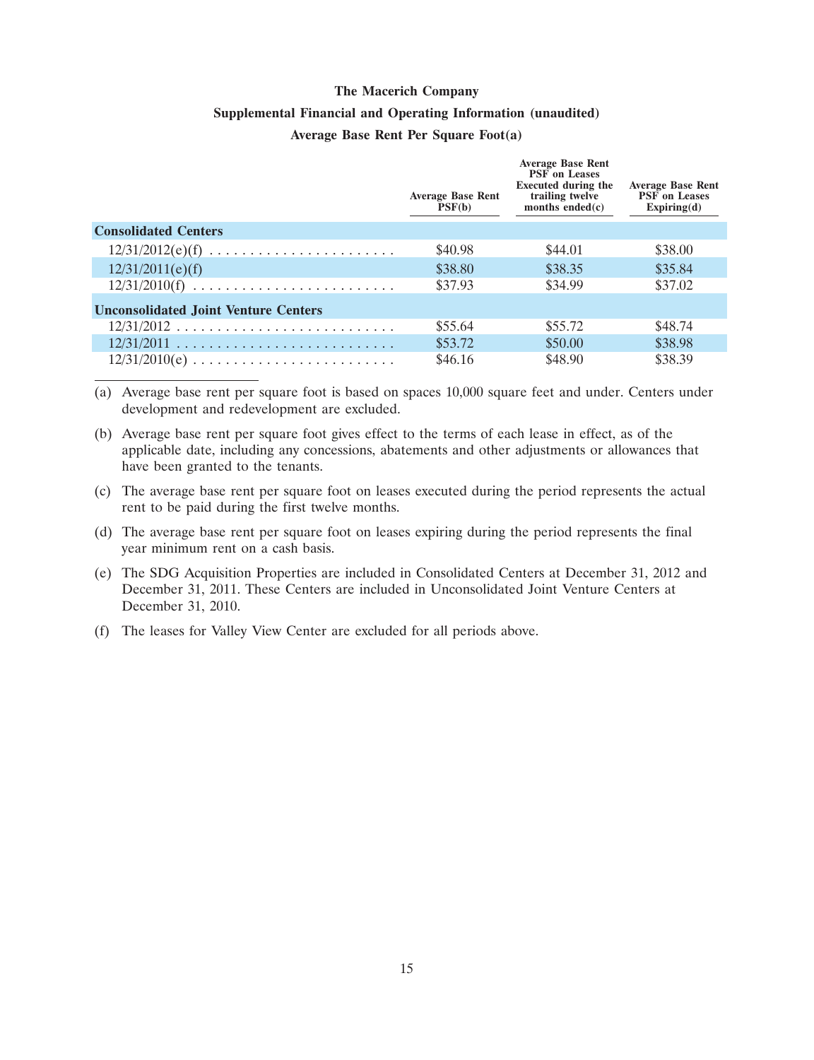**The Macerich Company**

**Supplemental Financial and Operating Information (unaudited)**

**Average Base Rent Per Square Foot(a)**

| | Average Base Rent PSF(b) | Average Base Rent PSF on Leases Executed during the trailing twelve months ended(c) | Average Base Rent PSF on Leases Expiring(d) |
|---|---|---|---|
| **Consolidated Centers** | | | |
| 12/31/2012(e)(f) | $40.98 | $44.01 | $38.00 |
| 12/31/2011(e)(f) | $38.80 | $38.35 | $35.84 |
| 12/31/2010(f) | $37.93 | $34.99 | $37.02 |
| **Unconsolidated Joint Venture Centers** | | | |
| 12/31/2012 | $55.64 | $55.72 | $48.74 |
| 12/31/2011 | $53.72 | $50.00 | $38.98 |
| 12/31/2010(e) | $46.16 | $48.90 | $38.39 |

(a) Average base rent per square foot is based on spaces 10,000 square feet and under. Centers under development and redevelopment are excluded.

(b) Average base rent per square foot gives effect to the terms of each lease in effect, as of the applicable date, including any concessions, abatements and other adjustments or allowances that have been granted to the tenants.

(c) The average base rent per square foot on leases executed during the period represents the actual rent to be paid during the first twelve months.

(d) The average base rent per square foot on leases expiring during the period represents the final year minimum rent on a cash basis.

(e) The SDG Acquisition Properties are included in Consolidated Centers at December 31, 2012 and December 31, 2011. These Centers are included in Unconsolidated Joint Venture Centers at December 31, 2010.

(f) The leases for Valley View Center are excluded for all periods above.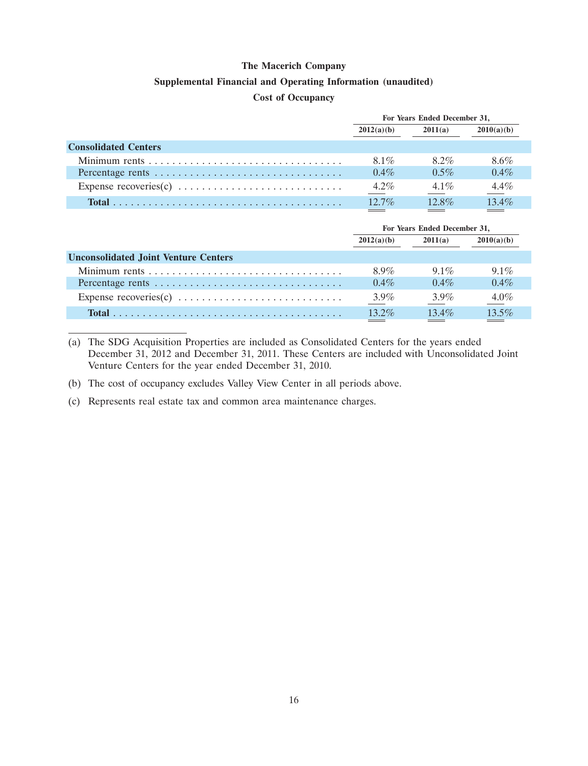# The Macerich Company

## Supplemental Financial and Operating Information (unaudited)

### Cost of Occupancy

| | For Years Ended December 31, | | |
|---|---|---|---|
| | 2012(a)(b) | 2011(a) | 2010(a)(b) |
| **Consolidated Centers** | | | |
| Minimum rents | 8.1% | 8.2% | 8.6% |
| Percentage rents | 0.4% | 0.5% | 0.4% |
| Expense recoveries(c) | 4.2% | 4.1% | 4.4% |
| **Total** | 12.7% | 12.8% | 13.4% |

| | For Years Ended December 31, | | |
|---|---|---|---|
| | 2012(a)(b) | 2011(a) | 2010(a)(b) |
| **Unconsolidated Joint Venture Centers** | | | |
| Minimum rents | 8.9% | 9.1% | 9.1% |
| Percentage rents | 0.4% | 0.4% | 0.4% |
| Expense recoveries(c) | 3.9% | 3.9% | 4.0% |
| **Total** | 13.2% | 13.4% | 13.5% |

(a) The SDG Acquisition Properties are included as Consolidated Centers for the years ended December 31, 2012 and December 31, 2011. These Centers are included with Unconsolidated Joint Venture Centers for the year ended December 31, 2010.

(b) The cost of occupancy excludes Valley View Center in all periods above.

(c) Represents real estate tax and common area maintenance charges.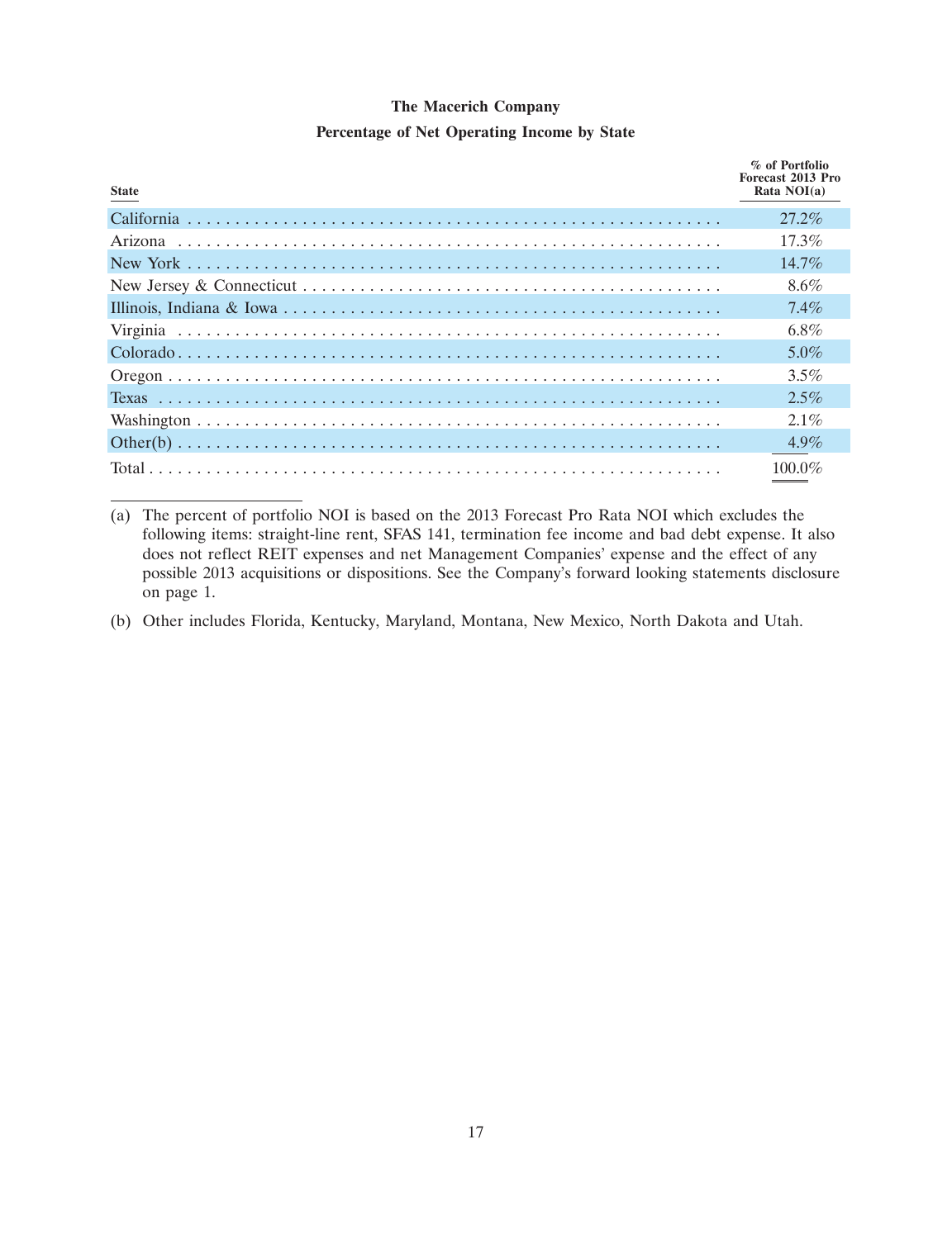# The Macerich Company

## Percentage of Net Operating Income by State

| State | % of Portfolio Forecast 2013 Pro Rata NOI(a) |
|---|---|
| California | 27.2% |
| Arizona | 17.3% |
| New York | 14.7% |
| New Jersey & Connecticut | 8.6% |
| Illinois, Indiana & Iowa | 7.4% |
| Virginia | 6.8% |
| Colorado | 5.0% |
| Oregon | 3.5% |
| Texas | 2.5% |
| Washington | 2.1% |
| Other(b) | 4.9% |
| Total | 100.0% |

(a) The percent of portfolio NOI is based on the 2013 Forecast Pro Rata NOI which excludes the following items: straight-line rent, SFAS 141, termination fee income and bad debt expense. It also does not reflect REIT expenses and net Management Companies' expense and the effect of any possible 2013 acquisitions or dispositions. See the Company's forward looking statements disclosure on page 1.

(b) Other includes Florida, Kentucky, Maryland, Montana, New Mexico, North Dakota and Utah.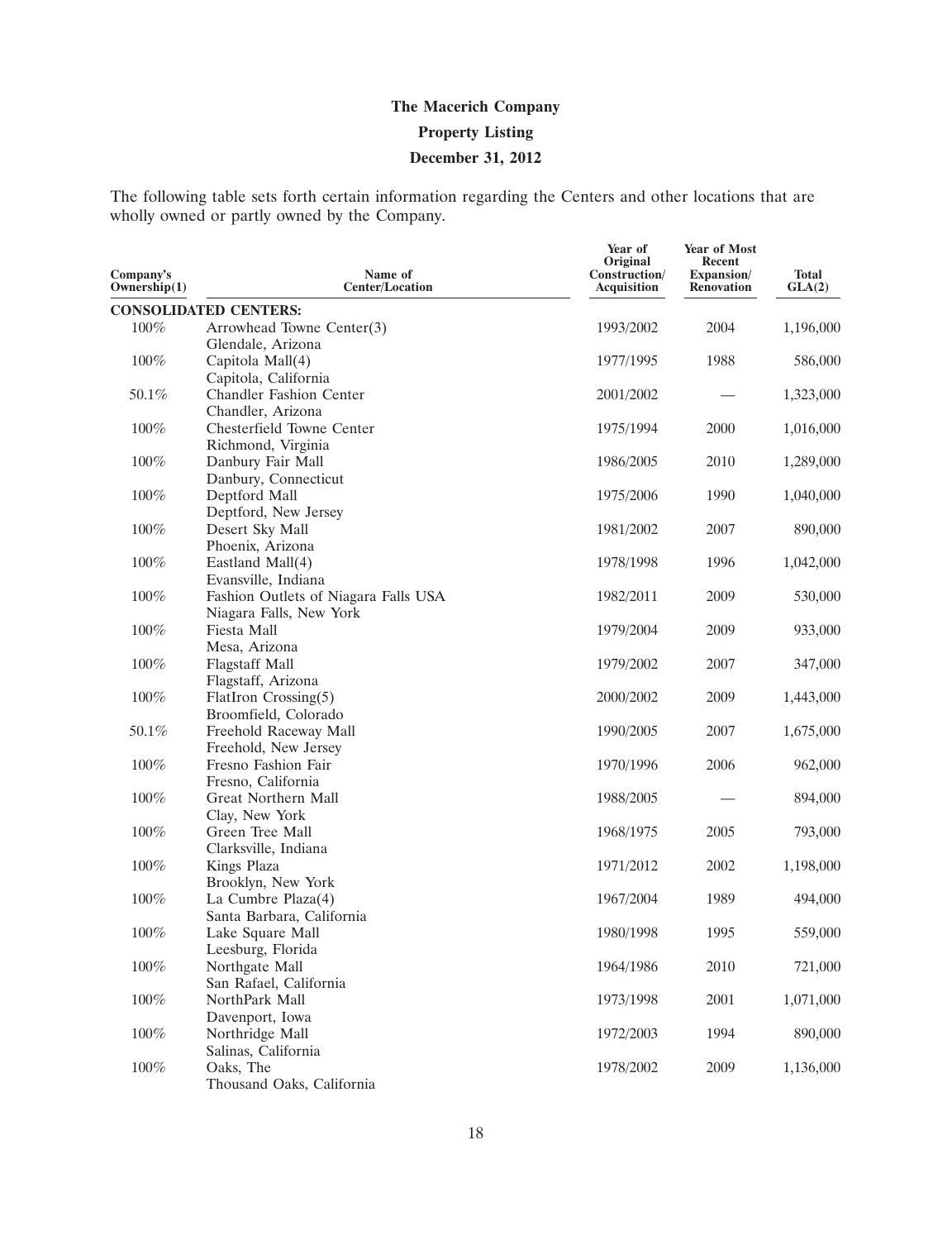# The Macerich Company

## Property Listing

## December 31, 2012

The following table sets forth certain information regarding the Centers and other locations that are wholly owned or partly owned by the Company.

| Company's Ownership(1) | Name of Center/Location | Year of Original Construction/ Acquisition | Year of Most Recent Expansion/ Renovation | Total GLA(2) |
|---|---|---|---|---|
| **CONSOLIDATED CENTERS:** | | | | |
| 100% | Arrowhead Towne Center(3)<br>Glendale, Arizona | 1993/2002 | 2004 | 1,196,000 |
| 100% | Capitola Mall(4)<br>Capitola, California | 1977/1995 | 1988 | 586,000 |
| 50.1% | Chandler Fashion Center<br>Chandler, Arizona | 2001/2002 | — | 1,323,000 |
| 100% | Chesterfield Towne Center<br>Richmond, Virginia | 1975/1994 | 2000 | 1,016,000 |
| 100% | Danbury Fair Mall<br>Danbury, Connecticut | 1986/2005 | 2010 | 1,289,000 |
| 100% | Deptford Mall<br>Deptford, New Jersey | 1975/2006 | 1990 | 1,040,000 |
| 100% | Desert Sky Mall<br>Phoenix, Arizona | 1981/2002 | 2007 | 890,000 |
| 100% | Eastland Mall(4)<br>Evansville, Indiana | 1978/1998 | 1996 | 1,042,000 |
| 100% | Fashion Outlets of Niagara Falls USA<br>Niagara Falls, New York | 1982/2011 | 2009 | 530,000 |
| 100% | Fiesta Mall<br>Mesa, Arizona | 1979/2004 | 2009 | 933,000 |
| 100% | Flagstaff Mall<br>Flagstaff, Arizona | 1979/2002 | 2007 | 347,000 |
| 100% | FlatIron Crossing(5)<br>Broomfield, Colorado | 2000/2002 | 2009 | 1,443,000 |
| 50.1% | Freehold Raceway Mall<br>Freehold, New Jersey | 1990/2005 | 2007 | 1,675,000 |
| 100% | Fresno Fashion Fair<br>Fresno, California | 1970/1996 | 2006 | 962,000 |
| 100% | Great Northern Mall<br>Clay, New York | 1988/2005 | — | 894,000 |
| 100% | Green Tree Mall<br>Clarksville, Indiana | 1968/1975 | 2005 | 793,000 |
| 100% | Kings Plaza<br>Brooklyn, New York | 1971/2012 | 2002 | 1,198,000 |
| 100% | La Cumbre Plaza(4)<br>Santa Barbara, California | 1967/2004 | 1989 | 494,000 |
| 100% | Lake Square Mall<br>Leesburg, Florida | 1980/1998 | 1995 | 559,000 |
| 100% | Northgate Mall<br>San Rafael, California | 1964/1986 | 2010 | 721,000 |
| 100% | NorthPark Mall<br>Davenport, Iowa | 1973/1998 | 2001 | 1,071,000 |
| 100% | Northridge Mall<br>Salinas, California | 1972/2003 | 1994 | 890,000 |
| 100% | Oaks, The<br>Thousand Oaks, California | 1978/2002 | 2009 | 1,136,000 |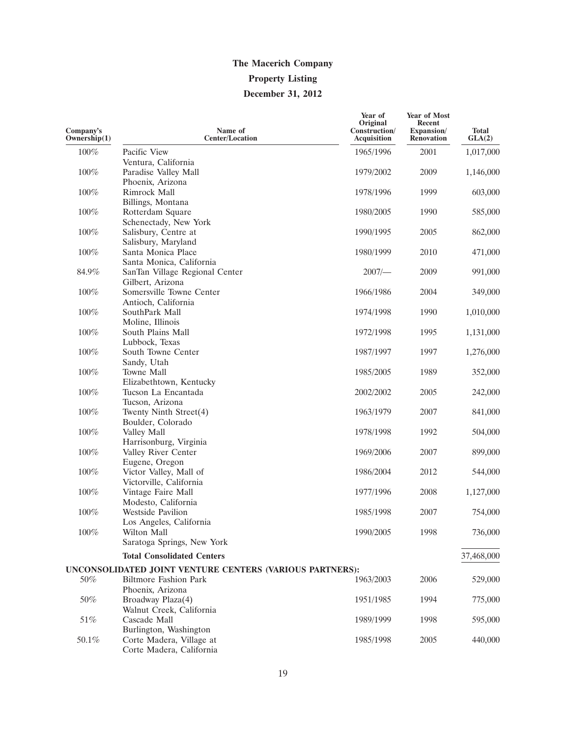# The Macerich Company

## Property Listing

## December 31, 2012

| Company's Ownership(1) | Name of Center/Location | Year of Original Construction/ Acquisition | Year of Most Recent Expansion/ Renovation | Total GLA(2) |
|---|---|---|---|---|
| 100% | Pacific View<br>Ventura, California | 1965/1996 | 2001 | 1,017,000 |
| 100% | Paradise Valley Mall<br>Phoenix, Arizona | 1979/2002 | 2009 | 1,146,000 |
| 100% | Rimrock Mall<br>Billings, Montana | 1978/1996 | 1999 | 603,000 |
| 100% | Rotterdam Square<br>Schenectady, New York | 1980/2005 | 1990 | 585,000 |
| 100% | Salisbury, Centre at<br>Salisbury, Maryland | 1990/1995 | 2005 | 862,000 |
| 100% | Santa Monica Place<br>Santa Monica, California | 1980/1999 | 2010 | 471,000 |
| 84.9% | SanTan Village Regional Center<br>Gilbert, Arizona | 2007/— | 2009 | 991,000 |
| 100% | Somersville Towne Center<br>Antioch, California | 1966/1986 | 2004 | 349,000 |
| 100% | SouthPark Mall<br>Moline, Illinois | 1974/1998 | 1990 | 1,010,000 |
| 100% | South Plains Mall<br>Lubbock, Texas | 1972/1998 | 1995 | 1,131,000 |
| 100% | South Towne Center<br>Sandy, Utah | 1987/1997 | 1997 | 1,276,000 |
| 100% | Towne Mall<br>Elizabethtown, Kentucky | 1985/2005 | 1989 | 352,000 |
| 100% | Tucson La Encantada<br>Tucson, Arizona | 2002/2002 | 2005 | 242,000 |
| 100% | Twenty Ninth Street(4)<br>Boulder, Colorado | 1963/1979 | 2007 | 841,000 |
| 100% | Valley Mall<br>Harrisonburg, Virginia | 1978/1998 | 1992 | 504,000 |
| 100% | Valley River Center<br>Eugene, Oregon | 1969/2006 | 2007 | 899,000 |
| 100% | Victor Valley, Mall of<br>Victorville, California | 1986/2004 | 2012 | 544,000 |
| 100% | Vintage Faire Mall<br>Modesto, California | 1977/1996 | 2008 | 1,127,000 |
| 100% | Westside Pavilion<br>Los Angeles, California | 1985/1998 | 2007 | 754,000 |
| 100% | Wilton Mall<br>Saratoga Springs, New York | 1990/2005 | 1998 | 736,000 |
| | **Total Consolidated Centers** | | | 37,468,000 |
| **UNCONSOLIDATED JOINT VENTURE CENTERS (VARIOUS PARTNERS):** | | | | |
| 50% | Biltmore Fashion Park<br>Phoenix, Arizona | 1963/2003 | 2006 | 529,000 |
| 50% | Broadway Plaza(4)<br>Walnut Creek, California | 1951/1985 | 1994 | 775,000 |
| 51% | Cascade Mall<br>Burlington, Washington | 1989/1999 | 1998 | 595,000 |
| 50.1% | Corte Madera, Village at<br>Corte Madera, California | 1985/1998 | 2005 | 440,000 |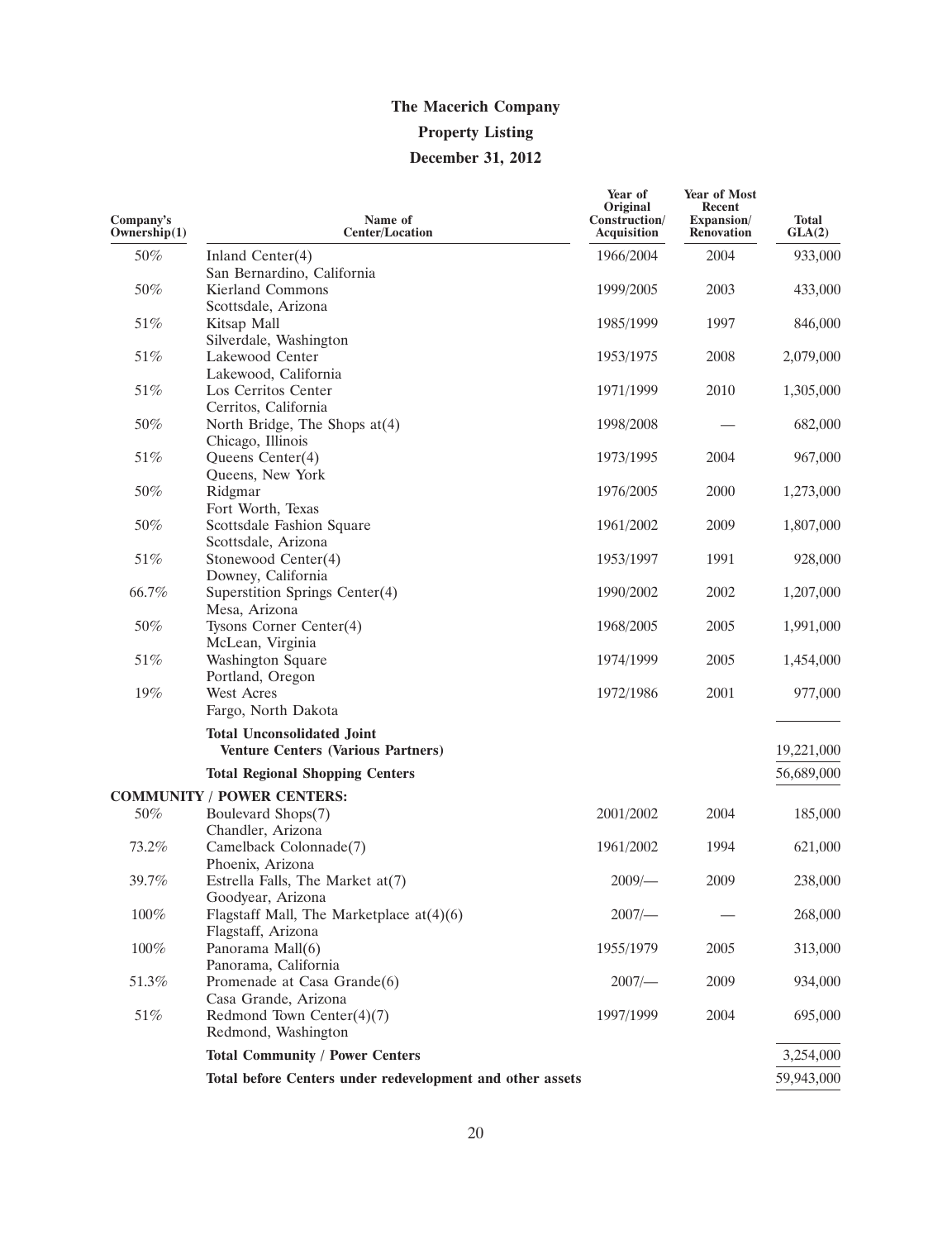# The Macerich Company

## Property Listing

## December 31, 2012

| Company's Ownership(1) | Name of Center/Location | Year of Original Construction/ Acquisition | Year of Most Recent Expansion/ Renovation | Total GLA(2) |
|---|---|---|---|---|
| 50% | Inland Center(4)<br>San Bernardino, California | 1966/2004 | 2004 | 933,000 |
| 50% | Kierland Commons<br>Scottsdale, Arizona | 1999/2005 | 2003 | 433,000 |
| 51% | Kitsap Mall<br>Silverdale, Washington | 1985/1999 | 1997 | 846,000 |
| 51% | Lakewood Center<br>Lakewood, California | 1953/1975 | 2008 | 2,079,000 |
| 51% | Los Cerritos Center<br>Cerritos, California | 1971/1999 | 2010 | 1,305,000 |
| 50% | North Bridge, The Shops at(4)<br>Chicago, Illinois | 1998/2008 | — | 682,000 |
| 51% | Queens Center(4)<br>Queens, New York | 1973/1995 | 2004 | 967,000 |
| 50% | Ridgmar<br>Fort Worth, Texas | 1976/2005 | 2000 | 1,273,000 |
| 50% | Scottsdale Fashion Square<br>Scottsdale, Arizona | 1961/2002 | 2009 | 1,807,000 |
| 51% | Stonewood Center(4)<br>Downey, California | 1953/1997 | 1991 | 928,000 |
| 66.7% | Superstition Springs Center(4)<br>Mesa, Arizona | 1990/2002 | 2002 | 1,207,000 |
| 50% | Tysons Corner Center(4)<br>McLean, Virginia | 1968/2005 | 2005 | 1,991,000 |
| 51% | Washington Square<br>Portland, Oregon | 1974/1999 | 2005 | 1,454,000 |
| 19% | West Acres<br>Fargo, North Dakota | 1972/1986 | 2001 | 977,000 |
| | **Total Unconsolidated Joint Venture Centers (Various Partners)** | | | 19,221,000 |
| | **Total Regional Shopping Centers** | | | 56,689,000 |
| **COMMUNITY / POWER CENTERS:** | | | | |
| 50% | Boulevard Shops(7)<br>Chandler, Arizona | 2001/2002 | 2004 | 185,000 |
| 73.2% | Camelback Colonnade(7)<br>Phoenix, Arizona | 1961/2002 | 1994 | 621,000 |
| 39.7% | Estrella Falls, The Market at(7)<br>Goodyear, Arizona | 2009/— | 2009 | 238,000 |
| 100% | Flagstaff Mall, The Marketplace at(4)(6)<br>Flagstaff, Arizona | 2007/— | — | 268,000 |
| 100% | Panorama Mall(6)<br>Panorama, California | 1955/1979 | 2005 | 313,000 |
| 51.3% | Promenade at Casa Grande(6)<br>Casa Grande, Arizona | 2007/— | 2009 | 934,000 |
| 51% | Redmond Town Center(4)(7)<br>Redmond, Washington | 1997/1999 | 2004 | 695,000 |
| | **Total Community / Power Centers** | | | 3,254,000 |
| | **Total before Centers under redevelopment and other assets** | | | 59,943,000 |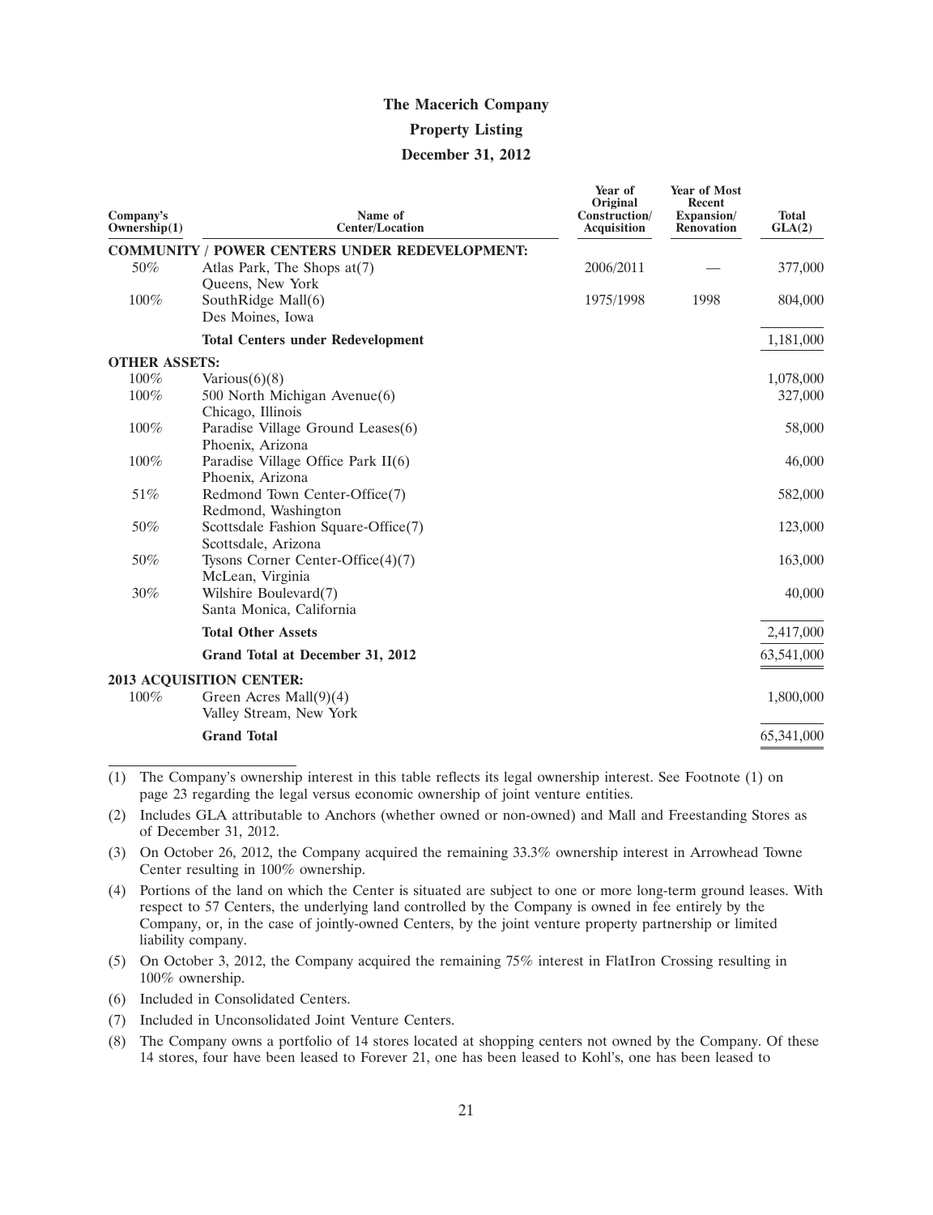# The Macerich Company

## Property Listing

### December 31, 2012

| Company's Ownership(1) | Name of Center/Location | Year of Original Construction/ Acquisition | Year of Most Recent Expansion/ Renovation | Total GLA(2) |
|---|---|---|---|---|
| **COMMUNITY / POWER CENTERS UNDER REDEVELOPMENT:** | | | | |
| 50% | Atlas Park, The Shops at(7) Queens, New York | 2006/2011 | — | 377,000 |
| 100% | SouthRidge Mall(6) Des Moines, Iowa | 1975/1998 | 1998 | 804,000 |
| | **Total Centers under Redevelopment** | | | 1,181,000 |
| **OTHER ASSETS:** | | | | |
| 100% | Various(6)(8) | | | 1,078,000 |
| 100% | 500 North Michigan Avenue(6) Chicago, Illinois | | | 327,000 |
| 100% | Paradise Village Ground Leases(6) Phoenix, Arizona | | | 58,000 |
| 100% | Paradise Village Office Park II(6) Phoenix, Arizona | | | 46,000 |
| 51% | Redmond Town Center-Office(7) Redmond, Washington | | | 582,000 |
| 50% | Scottsdale Fashion Square-Office(7) Scottsdale, Arizona | | | 123,000 |
| 50% | Tysons Corner Center-Office(4)(7) McLean, Virginia | | | 163,000 |
| 30% | Wilshire Boulevard(7) Santa Monica, California | | | 40,000 |
| | **Total Other Assets** | | | 2,417,000 |
| | **Grand Total at December 31, 2012** | | | 63,541,000 |
| **2013 ACQUISITION CENTER:** | | | | |
| 100% | Green Acres Mall(9)(4) Valley Stream, New York | | | 1,800,000 |
| | **Grand Total** | | | 65,341,000 |

(1) The Company's ownership interest in this table reflects its legal ownership interest. See Footnote (1) on page 23 regarding the legal versus economic ownership of joint venture entities.

(2) Includes GLA attributable to Anchors (whether owned or non-owned) and Mall and Freestanding Stores as of December 31, 2012.

(3) On October 26, 2012, the Company acquired the remaining 33.3% ownership interest in Arrowhead Towne Center resulting in 100% ownership.

(4) Portions of the land on which the Center is situated are subject to one or more long-term ground leases. With respect to 57 Centers, the underlying land controlled by the Company is owned in fee entirely by the Company, or, in the case of jointly-owned Centers, by the joint venture property partnership or limited liability company.

(5) On October 3, 2012, the Company acquired the remaining 75% interest in FlatIron Crossing resulting in 100% ownership.

(6) Included in Consolidated Centers.

(7) Included in Unconsolidated Joint Venture Centers.

(8) The Company owns a portfolio of 14 stores located at shopping centers not owned by the Company. Of these 14 stores, four have been leased to Forever 21, one has been leased to Kohl's, one has been leased to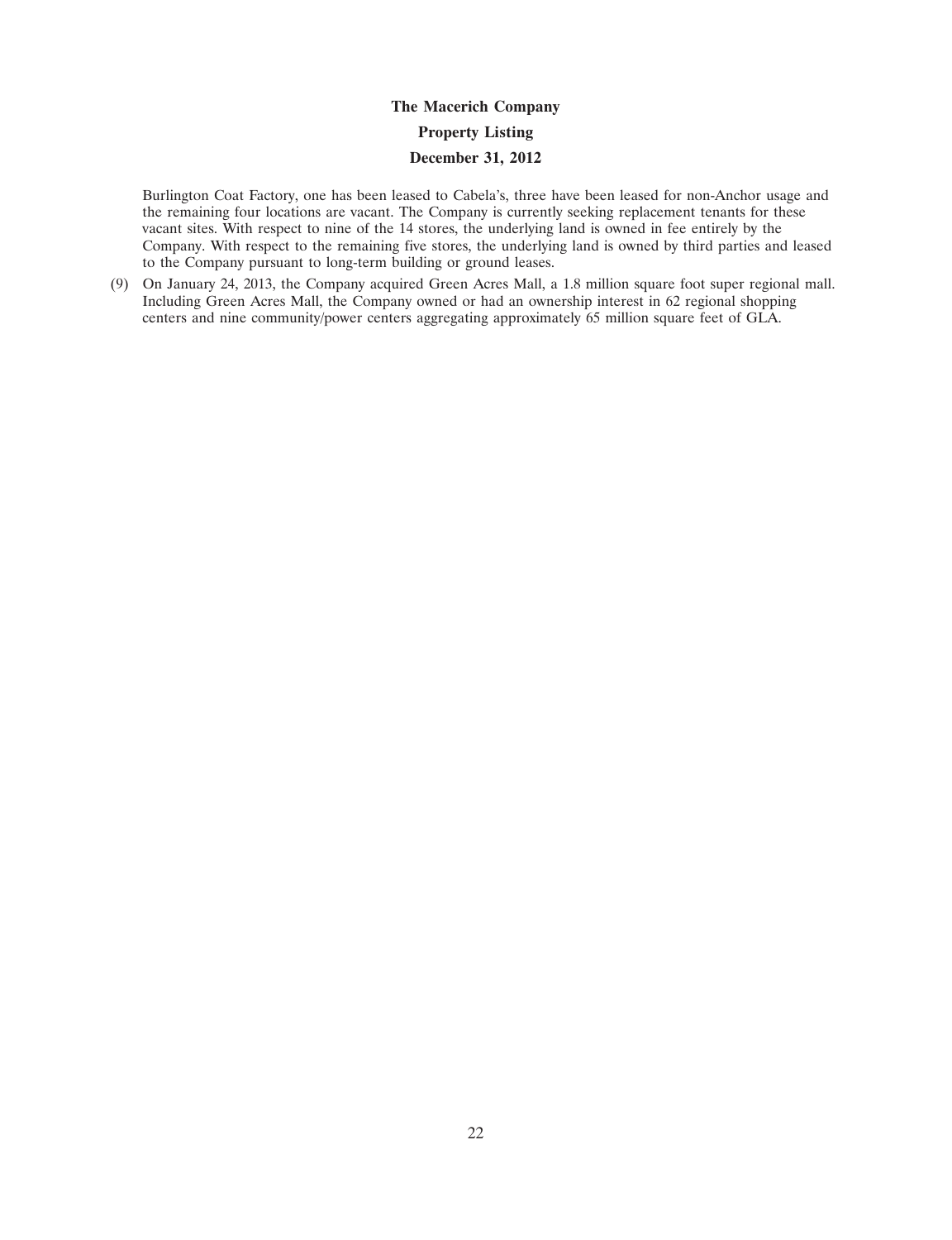# The Macerich Company

## Property Listing

## December 31, 2012

Burlington Coat Factory, one has been leased to Cabela's, three have been leased for non-Anchor usage and the remaining four locations are vacant. The Company is currently seeking replacement tenants for these vacant sites. With respect to nine of the 14 stores, the underlying land is owned in fee entirely by the Company. With respect to the remaining five stores, the underlying land is owned by third parties and leased to the Company pursuant to long-term building or ground leases.

(9) On January 24, 2013, the Company acquired Green Acres Mall, a 1.8 million square foot super regional mall. Including Green Acres Mall, the Company owned or had an ownership interest in 62 regional shopping centers and nine community/power centers aggregating approximately 65 million square feet of GLA.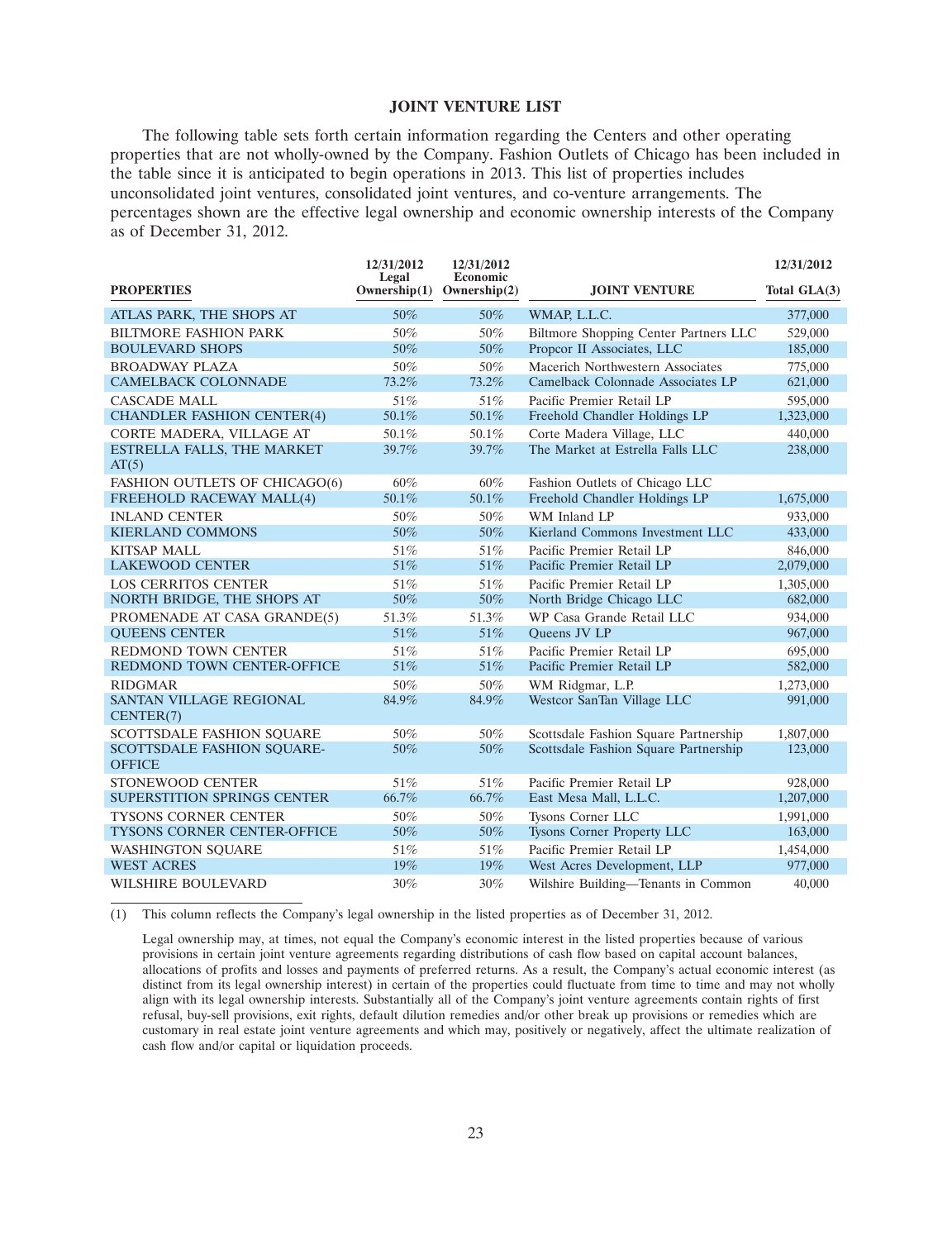## JOINT VENTURE LIST

The following table sets forth certain information regarding the Centers and other operating properties that are not wholly-owned by the Company. Fashion Outlets of Chicago has been included in the table since it is anticipated to begin operations in 2013. This list of properties includes unconsolidated joint ventures, consolidated joint ventures, and co-venture arrangements. The percentages shown are the effective legal ownership and economic ownership interests of the Company as of December 31, 2012.

| PROPERTIES | 12/31/2012 Legal Ownership(1) | 12/31/2012 Economic Ownership(2) | JOINT VENTURE | 12/31/2012 Total GLA(3) |
|---|---|---|---|---|
| ATLAS PARK, THE SHOPS AT | 50% | 50% | WMAP, L.L.C. | 377,000 |
| BILTMORE FASHION PARK | 50% | 50% | Biltmore Shopping Center Partners LLC | 529,000 |
| BOULEVARD SHOPS | 50% | 50% | Propcor II Associates, LLC | 185,000 |
| BROADWAY PLAZA | 50% | 50% | Macerich Northwestern Associates | 775,000 |
| CAMELBACK COLONNADE | 73.2% | 73.2% | Camelback Colonnade Associates LP | 621,000 |
| CASCADE MALL | 51% | 51% | Pacific Premier Retail LP | 595,000 |
| CHANDLER FASHION CENTER(4) | 50.1% | 50.1% | Freehold Chandler Holdings LP | 1,323,000 |
| CORTE MADERA, VILLAGE AT | 50.1% | 50.1% | Corte Madera Village, LLC | 440,000 |
| ESTRELLA FALLS, THE MARKET AT(5) | 39.7% | 39.7% | The Market at Estrella Falls LLC | 238,000 |
| FASHION OUTLETS OF CHICAGO(6) | 60% | 60% | Fashion Outlets of Chicago LLC | |
| FREEHOLD RACEWAY MALL(4) | 50.1% | 50.1% | Freehold Chandler Holdings LP | 1,675,000 |
| INLAND CENTER | 50% | 50% | WM Inland LP | 933,000 |
| KIERLAND COMMONS | 50% | 50% | Kierland Commons Investment LLC | 433,000 |
| KITSAP MALL | 51% | 51% | Pacific Premier Retail LP | 846,000 |
| LAKEWOOD CENTER | 51% | 51% | Pacific Premier Retail LP | 2,079,000 |
| LOS CERRITOS CENTER | 51% | 51% | Pacific Premier Retail LP | 1,305,000 |
| NORTH BRIDGE, THE SHOPS AT | 50% | 50% | North Bridge Chicago LLC | 682,000 |
| PROMENADE AT CASA GRANDE(5) | 51.3% | 51.3% | WP Casa Grande Retail LLC | 934,000 |
| QUEENS CENTER | 51% | 51% | Queens JV LP | 967,000 |
| REDMOND TOWN CENTER | 51% | 51% | Pacific Premier Retail LP | 695,000 |
| REDMOND TOWN CENTER-OFFICE | 51% | 51% | Pacific Premier Retail LP | 582,000 |
| RIDGMAR | 50% | 50% | WM Ridgmar, L.P. | 1,273,000 |
| SANTAN VILLAGE REGIONAL CENTER(7) | 84.9% | 84.9% | Westcor SanTan Village LLC | 991,000 |
| SCOTTSDALE FASHION SQUARE | 50% | 50% | Scottsdale Fashion Square Partnership | 1,807,000 |
| SCOTTSDALE FASHION SQUARE-OFFICE | 50% | 50% | Scottsdale Fashion Square Partnership | 123,000 |
| STONEWOOD CENTER | 51% | 51% | Pacific Premier Retail LP | 928,000 |
| SUPERSTITION SPRINGS CENTER | 66.7% | 66.7% | East Mesa Mall, L.L.C. | 1,207,000 |
| TYSONS CORNER CENTER | 50% | 50% | Tysons Corner LLC | 1,991,000 |
| TYSONS CORNER CENTER-OFFICE | 50% | 50% | Tysons Corner Property LLC | 163,000 |
| WASHINGTON SQUARE | 51% | 51% | Pacific Premier Retail LP | 1,454,000 |
| WEST ACRES | 19% | 19% | West Acres Development, LLP | 977,000 |
| WILSHIRE BOULEVARD | 30% | 30% | Wilshire Building—Tenants in Common | 40,000 |

(1) This column reflects the Company's legal ownership in the listed properties as of December 31, 2012.

Legal ownership may, at times, not equal the Company's economic interest in the listed properties because of various provisions in certain joint venture agreements regarding distributions of cash flow based on capital account balances, allocations of profits and losses and payments of preferred returns. As a result, the Company's actual economic interest (as distinct from its legal ownership interest) in certain of the properties could fluctuate from time to time and may not wholly align with its legal ownership interests. Substantially all of the Company's joint venture agreements contain rights of first refusal, buy-sell provisions, exit rights, default dilution remedies and/or other break up provisions or remedies which are customary in real estate joint venture agreements and which may, positively or negatively, affect the ultimate realization of cash flow and/or capital or liquidation proceeds.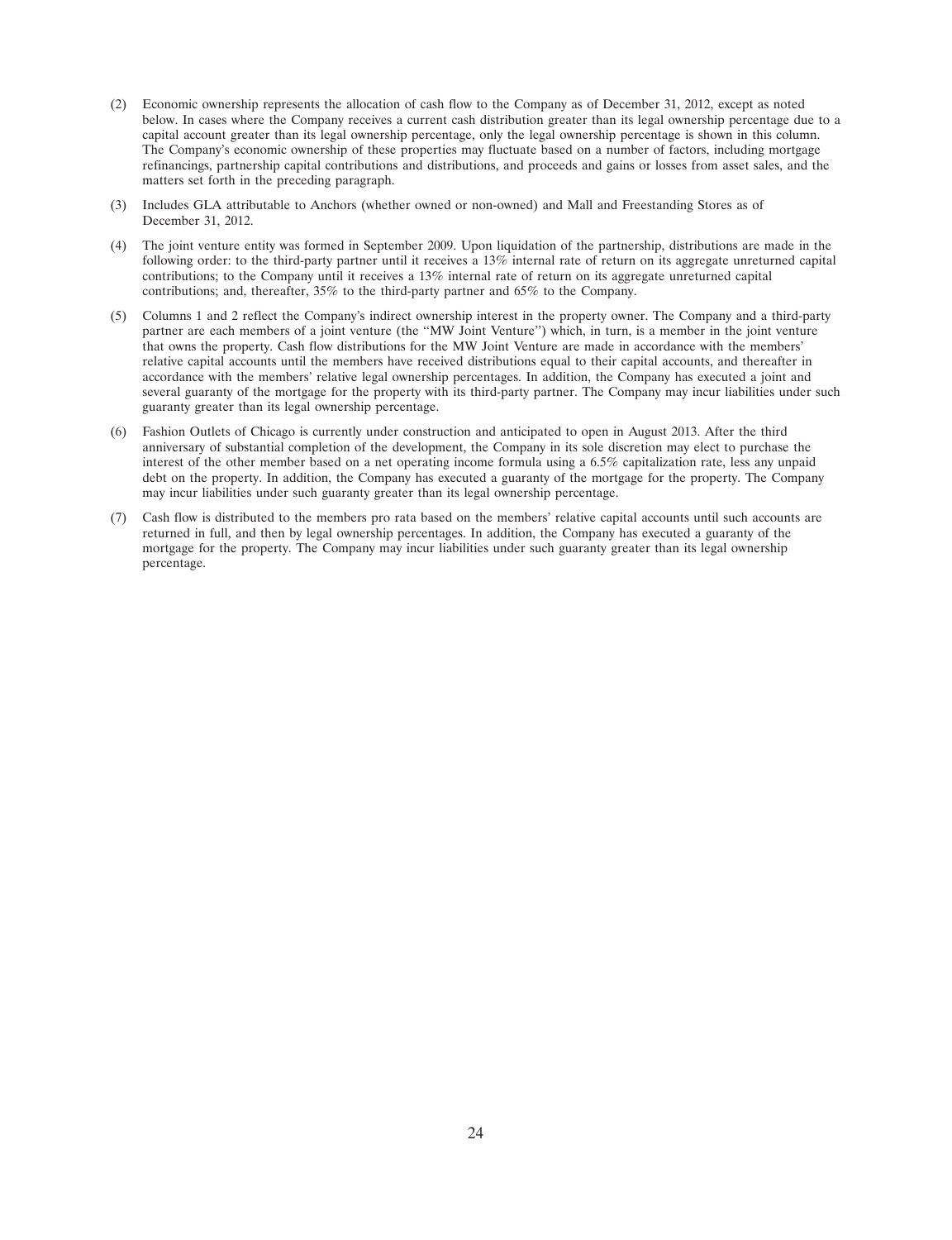(2) Economic ownership represents the allocation of cash flow to the Company as of December 31, 2012, except as noted below. In cases where the Company receives a current cash distribution greater than its legal ownership percentage due to a capital account greater than its legal ownership percentage, only the legal ownership percentage is shown in this column. The Company's economic ownership of these properties may fluctuate based on a number of factors, including mortgage refinancings, partnership capital contributions and distributions, and proceeds and gains or losses from asset sales, and the matters set forth in the preceding paragraph.

(3) Includes GLA attributable to Anchors (whether owned or non-owned) and Mall and Freestanding Stores as of December 31, 2012.

(4) The joint venture entity was formed in September 2009. Upon liquidation of the partnership, distributions are made in the following order: to the third-party partner until it receives a 13% internal rate of return on its aggregate unreturned capital contributions; to the Company until it receives a 13% internal rate of return on its aggregate unreturned capital contributions; and, thereafter, 35% to the third-party partner and 65% to the Company.

(5) Columns 1 and 2 reflect the Company's indirect ownership interest in the property owner. The Company and a third-party partner are each members of a joint venture (the ''MW Joint Venture'') which, in turn, is a member in the joint venture that owns the property. Cash flow distributions for the MW Joint Venture are made in accordance with the members' relative capital accounts until the members have received distributions equal to their capital accounts, and thereafter in accordance with the members' relative legal ownership percentages. In addition, the Company has executed a joint and several guaranty of the mortgage for the property with its third-party partner. The Company may incur liabilities under such guaranty greater than its legal ownership percentage.

(6) Fashion Outlets of Chicago is currently under construction and anticipated to open in August 2013. After the third anniversary of substantial completion of the development, the Company in its sole discretion may elect to purchase the interest of the other member based on a net operating income formula using a 6.5% capitalization rate, less any unpaid debt on the property. In addition, the Company has executed a guaranty of the mortgage for the property. The Company may incur liabilities under such guaranty greater than its legal ownership percentage.

(7) Cash flow is distributed to the members pro rata based on the members' relative capital accounts until such accounts are returned in full, and then by legal ownership percentages. In addition, the Company has executed a guaranty of the mortgage for the property. The Company may incur liabilities under such guaranty greater than its legal ownership percentage.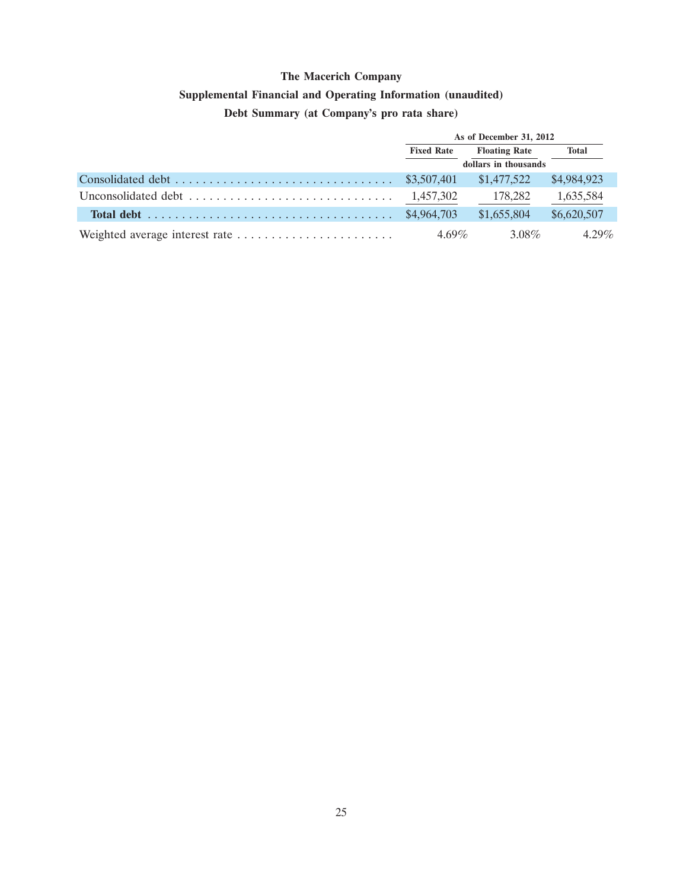**The Macerich Company**

**Supplemental Financial and Operating Information (unaudited)**

**Debt Summary (at Company's pro rata share)**

| | As of December 31, 2012 | | |
|---|---|---|---|
| | Fixed Rate | Floating Rate | Total |
| | | dollars in thousands | |
| Consolidated debt | $3,507,401 | $1,477,522 | $4,984,923 |
| Unconsolidated debt | 1,457,302 | 178,282 | 1,635,584 |
| **Total debt** | $4,964,703 | $1,655,804 | $6,620,507 |
| Weighted average interest rate | 4.69% | 3.08% | 4.29% |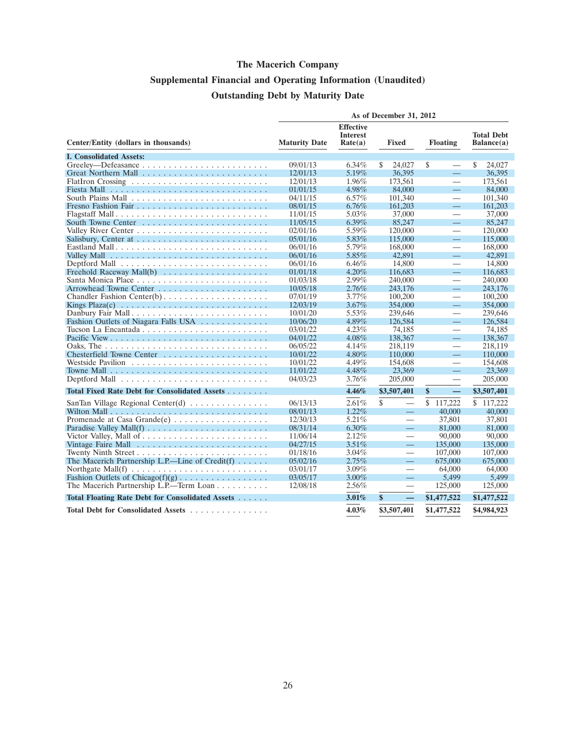# The Macerich Company

## Supplemental Financial and Operating Information (Unaudited)

## Outstanding Debt by Maturity Date

| Center/Entity (dollars in thousands) | As of December 31, 2012 | | | | |
|---|---|---|---|---|---|
| | Maturity Date | Effective Interest Rate(a) | Fixed | Floating | Total Debt Balance(a) |
| **I. Consolidated Assets:** | | | | | |
| Greeley—Defeasance | 09/01/13 | 6.34% | $ 24,027 | $ — | $ 24,027 |
| Great Northern Mall | 12/01/13 | 5.19% | 36,395 | — | 36,395 |
| FlatIron Crossing | 12/01/13 | 1.96% | 173,561 | — | 173,561 |
| Fiesta Mall | 01/01/15 | 4.98% | 84,000 | — | 84,000 |
| South Plains Mall | 04/11/15 | 6.57% | 101,340 | — | 101,340 |
| Fresno Fashion Fair | 08/01/15 | 6.76% | 161,203 | — | 161,203 |
| Flagstaff Mall | 11/01/15 | 5.03% | 37,000 | — | 37,000 |
| South Towne Center | 11/05/15 | 6.39% | 85,247 | — | 85,247 |
| Valley River Center | 02/01/16 | 5.59% | 120,000 | — | 120,000 |
| Salisbury, Center at | 05/01/16 | 5.83% | 115,000 | — | 115,000 |
| Eastland Mall | 06/01/16 | 5.79% | 168,000 | — | 168,000 |
| Valley Mall | 06/01/16 | 5.85% | 42,891 | — | 42,891 |
| Deptford Mall | 06/01/16 | 6.46% | 14,800 | — | 14,800 |
| Freehold Raceway Mall(b) | 01/01/18 | 4.20% | 116,683 | — | 116,683 |
| Santa Monica Place | 01/03/18 | 2.99% | 240,000 | — | 240,000 |
| Arrowhead Towne Center | 10/05/18 | 2.76% | 243,176 | — | 243,176 |
| Chandler Fashion Center(b) | 07/01/19 | 3.77% | 100,200 | — | 100,200 |
| Kings Plaza(c) | 12/03/19 | 3.67% | 354,000 | — | 354,000 |
| Danbury Fair Mall | 10/01/20 | 5.53% | 239,646 | — | 239,646 |
| Fashion Outlets of Niagara Falls USA | 10/06/20 | 4.89% | 126,584 | — | 126,584 |
| Tucson La Encantada | 03/01/22 | 4.23% | 74,185 | — | 74,185 |
| Pacific View | 04/01/22 | 4.08% | 138,367 | — | 138,367 |
| Oaks, The | 06/05/22 | 4.14% | 218,119 | — | 218,119 |
| Chesterfield Towne Center | 10/01/22 | 4.80% | 110,000 | — | 110,000 |
| Westside Pavilion | 10/01/22 | 4.49% | 154,608 | — | 154,608 |
| Towne Mall | 11/01/22 | 4.48% | 23,369 | — | 23,369 |
| Deptford Mall | 04/03/23 | 3.76% | 205,000 | — | 205,000 |
| **Total Fixed Rate Debt for Consolidated Assets** | | **4.46%** | **$3,507,401** | **$ —** | **$3,507,401** |
| SanTan Village Regional Center(d) | 06/13/13 | 2.61% | $ — | $ 117,222 | $ 117,222 |
| Wilton Mall | 08/01/13 | 1.22% | — | 40,000 | 40,000 |
| Promenade at Casa Grande(e) | 12/30/13 | 5.21% | — | 37,801 | 37,801 |
| Paradise Valley Mall(f) | 08/31/14 | 6.30% | — | 81,000 | 81,000 |
| Victor Valley, Mall of | 11/06/14 | 2.12% | — | 90,000 | 90,000 |
| Vintage Faire Mall | 04/27/15 | 3.51% | — | 135,000 | 135,000 |
| Twenty Ninth Street | 01/18/16 | 3.04% | — | 107,000 | 107,000 |
| The Macerich Partnership L.P.—Line of Credit(f) | 05/02/16 | 2.75% | — | 675,000 | 675,000 |
| Northgate Mall(f) | 03/01/17 | 3.09% | — | 64,000 | 64,000 |
| Fashion Outlets of Chicago(f)(g) | 03/05/17 | 3.00% | — | 5,499 | 5,499 |
| The Macerich Partnership L.P.—Term Loan | 12/08/18 | 2.56% | — | 125,000 | 125,000 |
| **Total Floating Rate Debt for Consolidated Assets** | | **3.01%** | **$ —** | **$1,477,522** | **$1,477,522** |
| **Total Debt for Consolidated Assets** | | **4.03%** | **$3,507,401** | **$1,477,522** | **$4,984,923** |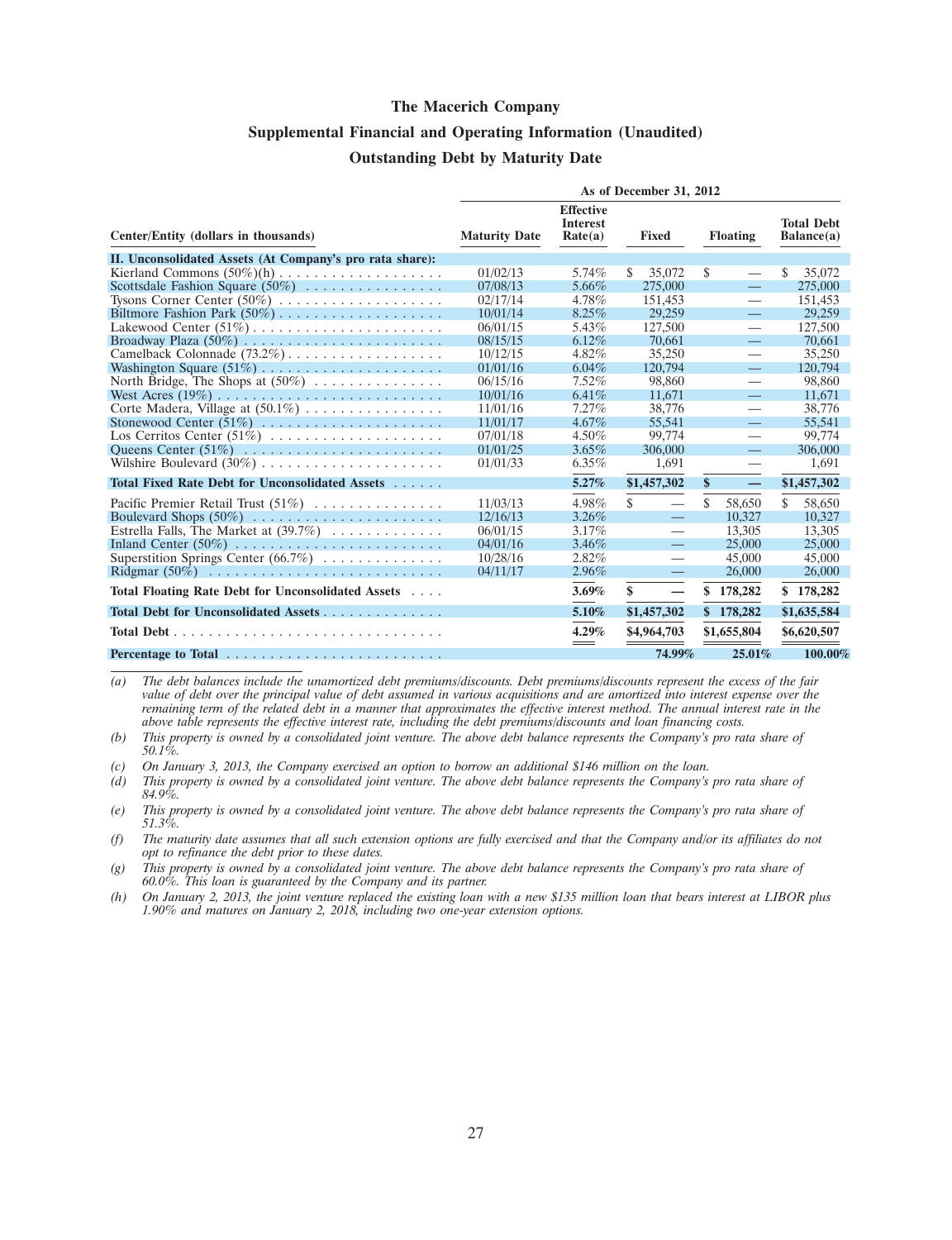# The Macerich Company

## Supplemental Financial and Operating Information (Unaudited)

### Outstanding Debt by Maturity Date

| Center/Entity (dollars in thousands) | As of December 31, 2012 | | | | |
|---|---|---|---|---|---|
| | Maturity Date | Effective Interest Rate(a) | Fixed | Floating | Total Debt Balance(a) |
| **II. Unconsolidated Assets (At Company's pro rata share):** | | | | | |
| Kierland Commons (50%)(h) | 01/02/13 | 5.74% | $ 35,072 | $ — | $ 35,072 |
| Scottsdale Fashion Square (50%) | 07/08/13 | 5.66% | 275,000 | — | 275,000 |
| Tysons Corner Center (50%) | 02/17/14 | 4.78% | 151,453 | — | 151,453 |
| Biltmore Fashion Park (50%) | 10/01/14 | 8.25% | 29,259 | — | 29,259 |
| Lakewood Center (51%) | 06/01/15 | 5.43% | 127,500 | — | 127,500 |
| Broadway Plaza (50%) | 08/15/15 | 6.12% | 70,661 | — | 70,661 |
| Camelback Colonnade (73.2%) | 10/12/15 | 4.82% | 35,250 | — | 35,250 |
| Washington Square (51%) | 01/01/16 | 6.04% | 120,794 | — | 120,794 |
| North Bridge, The Shops at (50%) | 06/15/16 | 7.52% | 98,860 | — | 98,860 |
| West Acres (19%) | 10/01/16 | 6.41% | 11,671 | — | 11,671 |
| Corte Madera, Village at (50.1%) | 11/01/16 | 7.27% | 38,776 | — | 38,776 |
| Stonewood Center (51%) | 11/01/17 | 4.67% | 55,541 | — | 55,541 |
| Los Cerritos Center (51%) | 07/01/18 | 4.50% | 99,774 | — | 99,774 |
| Queens Center (51%) | 01/01/25 | 3.65% | 306,000 | — | 306,000 |
| Wilshire Boulevard (30%) | 01/01/33 | 6.35% | 1,691 | — | 1,691 |
| **Total Fixed Rate Debt for Unconsolidated Assets** | | **5.27%** | **$1,457,302** | **$ —** | **$1,457,302** |
| Pacific Premier Retail Trust (51%) | 11/03/13 | 4.98% | $ — | $ 58,650 | $ 58,650 |
| Boulevard Shops (50%) | 12/16/13 | 3.26% | — | 10,327 | 10,327 |
| Estrella Falls, The Market at (39.7%) | 06/01/15 | 3.17% | — | 13,305 | 13,305 |
| Inland Center (50%) | 04/01/16 | 3.46% | — | 25,000 | 25,000 |
| Superstition Springs Center (66.7%) | 10/28/16 | 2.82% | — | 45,000 | 45,000 |
| Ridgmar (50%) | 04/11/17 | 2.96% | — | 26,000 | 26,000 |
| **Total Floating Rate Debt for Unconsolidated Assets** | | **3.69%** | **$ —** | **$ 178,282** | **$ 178,282** |
| **Total Debt for Unconsolidated Assets** | | **5.10%** | **$1,457,302** | **$ 178,282** | **$1,635,584** |
| **Total Debt** | | **4.29%** | **$4,964,703** | **$1,655,804** | **$6,620,507** |
| **Percentage to Total** | | | **74.99%** | **25.01%** | **100.00%** |

*(a) The debt balances include the unamortized debt premiums/discounts. Debt premiums/discounts represent the excess of the fair value of debt over the principal value of debt assumed in various acquisitions and are amortized into interest expense over the remaining term of the related debt in a manner that approximates the effective interest method. The annual interest rate in the above table represents the effective interest rate, including the debt premiums/discounts and loan financing costs.*

*(b) This property is owned by a consolidated joint venture. The above debt balance represents the Company's pro rata share of 50.1%.*

*(c) On January 3, 2013, the Company exercised an option to borrow an additional $146 million on the loan.*

*(d) This property is owned by a consolidated joint venture. The above debt balance represents the Company's pro rata share of 84.9%.*

*(e) This property is owned by a consolidated joint venture. The above debt balance represents the Company's pro rata share of 51.3%.*

*(f) The maturity date assumes that all such extension options are fully exercised and that the Company and/or its affiliates do not opt to refinance the debt prior to these dates.*

*(g) This property is owned by a consolidated joint venture. The above debt balance represents the Company's pro rata share of 60.0%. This loan is guaranteed by the Company and its partner.*

*(h) On January 2, 2013, the joint venture replaced the existing loan with a new $135 million loan that bears interest at LIBOR plus 1.90% and matures on January 2, 2018, including two one-year extension options.*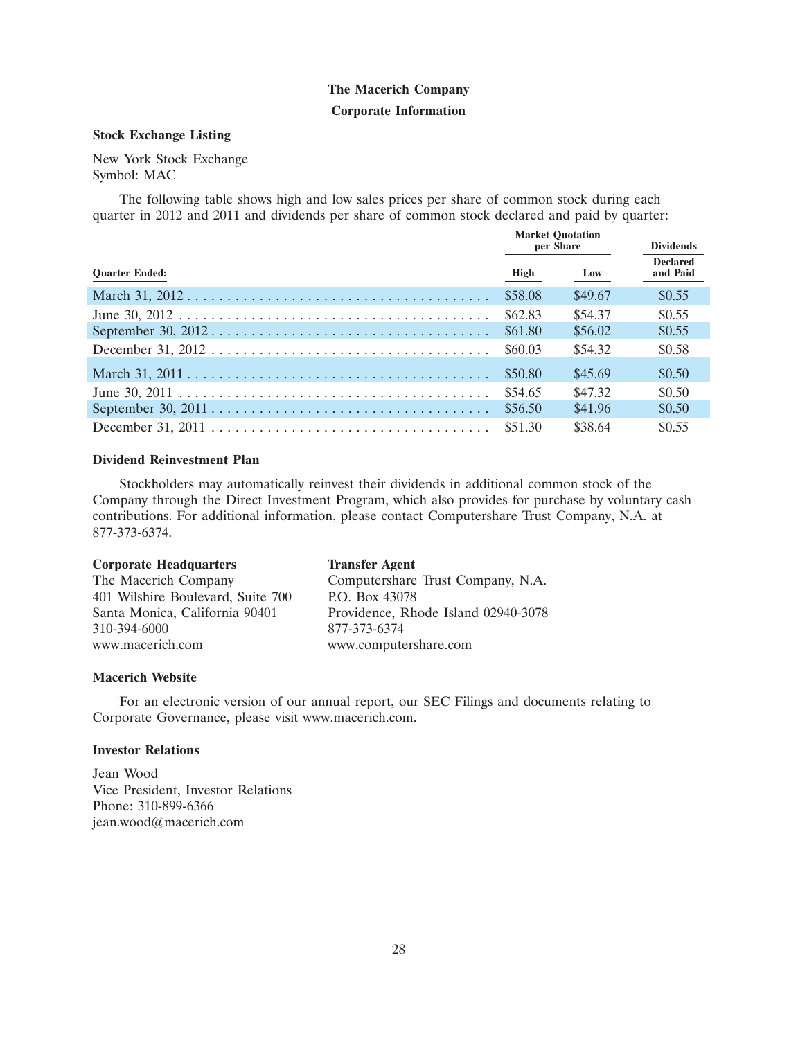# The Macerich Company

## Corporate Information

### Stock Exchange Listing

New York Stock Exchange
Symbol: MAC

The following table shows high and low sales prices per share of common stock during each quarter in 2012 and 2011 and dividends per share of common stock declared and paid by quarter:

| | Market Quotation per Share | | Dividends |
|---|---|---|---|
| **Quarter Ended:** | **High** | **Low** | **Declared and Paid** |
| March 31, 2012 | $58.08 | $49.67 | $0.55 |
| June 30, 2012 | $62.83 | $54.37 | $0.55 |
| September 30, 2012 | $61.80 | $56.02 | $0.55 |
| December 31, 2012 | $60.03 | $54.32 | $0.58 |
| March 31, 2011 | $50.80 | $45.69 | $0.50 |
| June 30, 2011 | $54.65 | $47.32 | $0.50 |
| September 30, 2011 | $56.50 | $41.96 | $0.50 |
| December 31, 2011 | $51.30 | $38.64 | $0.55 |

### Dividend Reinvestment Plan

Stockholders may automatically reinvest their dividends in additional common stock of the Company through the Direct Investment Program, which also provides for purchase by voluntary cash contributions. For additional information, please contact Computershare Trust Company, N.A. at 877-373-6374.

**Corporate Headquarters**
The Macerich Company
401 Wilshire Boulevard, Suite 700
Santa Monica, California 90401
310-394-6000
www.macerich.com

**Transfer Agent**
Computershare Trust Company, N.A.
P.O. Box 43078
Providence, Rhode Island 02940-3078
877-373-6374
www.computershare.com

### Macerich Website

For an electronic version of our annual report, our SEC Filings and documents relating to Corporate Governance, please visit www.macerich.com.

### Investor Relations

Jean Wood
Vice President, Investor Relations
Phone: 310-899-6366
jean.wood@macerich.com